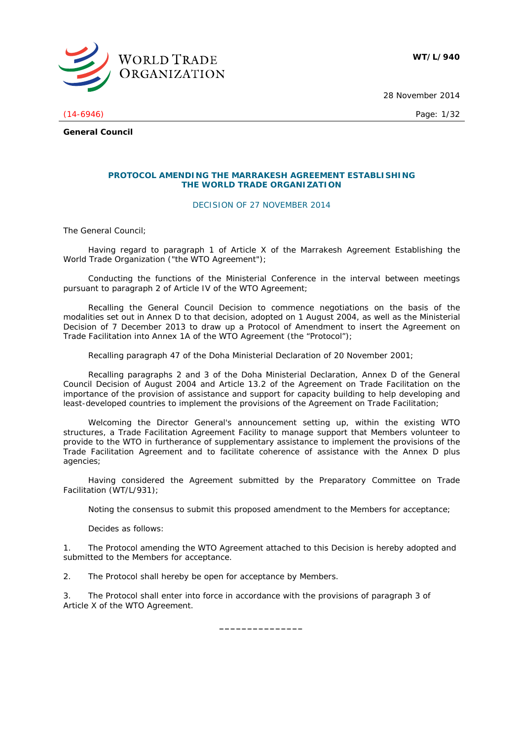WT/L/940

28 November 2014

(14-6946)

**General Council**

## PROTOCOL AMENDING THE MARRAKESH AGREEMENT ESTABLISHING THE WORLD TRADE ORGANIZATION

DECISION OF 27 NOVEMBER 2014

The General Council;

Having regard to paragraph 1 of Article X of the Marrakesh Agreement Establishing the World Trade Organization ("the WTO Agreement");

Conducting the functions of the Ministerial Conference in the interval between meetings pursuant to paragraph 2 of Article IV of the WTO Agreement;

Recalling the General Council Decision to commence negotiations on the basis of the modalities set out in Annex D to that decision, adopted on 1 August 2004, as well as the Ministerial Decision of 7 December 2013 to draw up a Protocol of Amendment to insert the Agreement on Trade Facilitation into Annex 1A of the WTO Agreement (the "Protocol");

Recalling paragraph 47 of the Doha Ministerial Declaration of 20 November 2001;

Recalling paragraphs 2 and 3 of the Doha Ministerial Declaration, Annex D of the General Council Decision of August 2004 and Article 13.2 of the Agreement on Trade Facilitation on the importance of the provision of assistance and support for capacity building to help developing and least-developed countries to implement the provisions of the Agreement on Trade Facilitation;

Welcoming the Director General's announcement setting up, within the existing WTO structures, a Trade Facilitation Agreement Facility to manage support that Members volunteer to provide to the WTO in furtherance of supplementary assistance to implement the provisions of the Trade Facilitation Agreement and to facilitate coherence of assistance with the Annex D plus agencies;

Having considered the Agreement submitted by the Preparatory Committee on Trade Facilitation (WT/L/931);

Noting the consensus to submit this proposed amendment to the Members for acceptance;

Decides as follows:

1. The Protocol amending the WTO Agreement attached to this Decision is hereby adopted and submitted to the Members for acceptance.

2. The Protocol shall hereby be open for acceptance by Members.

3. The Protocol shall enter into force in accordance with the provisions of paragraph 3 of Article X of the WTO Agreement.

_______________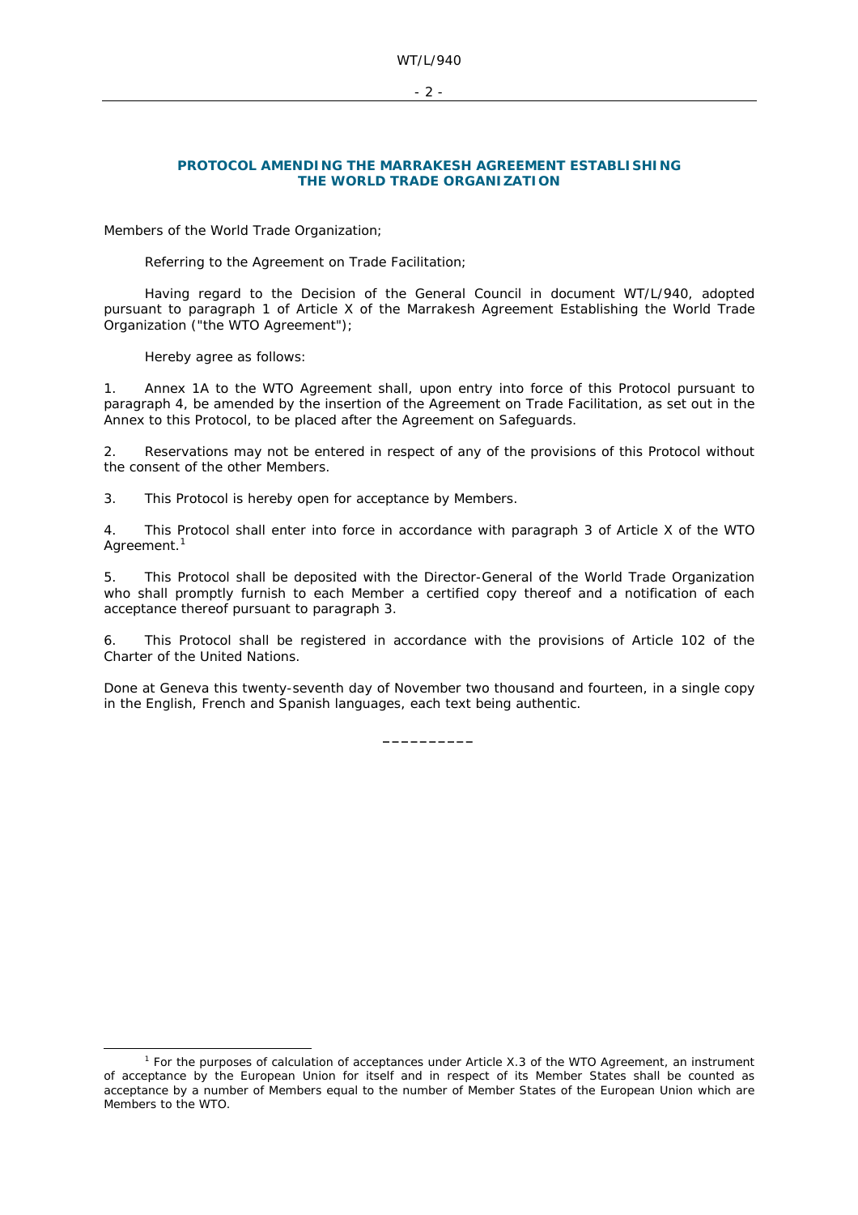## PROTOCOL AMENDING THE MARRAKESH AGREEMENT ESTABLISHING THE WORLD TRADE ORGANIZATION

Members of the World Trade Organization;

Referring to the Agreement on Trade Facilitation;

Having regard to the Decision of the General Council in document WT/L/940, adopted pursuant to paragraph 1 of Article X of the Marrakesh Agreement Establishing the World Trade Organization ("the WTO Agreement");

Hereby agree as follows:

1. Annex 1A to the WTO Agreement shall, upon entry into force of this Protocol pursuant to paragraph 4, be amended by the insertion of the Agreement on Trade Facilitation, as set out in the Annex to this Protocol, to be placed after the Agreement on Safeguards.

2. Reservations may not be entered in respect of any of the provisions of this Protocol without the consent of the other Members.

3. This Protocol is hereby open for acceptance by Members.

4. This Protocol shall enter into force in accordance with paragraph 3 of Article X of the WTO Agreement.[1]

5. This Protocol shall be deposited with the Director-General of the World Trade Organization who shall promptly furnish to each Member a certified copy thereof and a notification of each acceptance thereof pursuant to paragraph 3.

6. This Protocol shall be registered in accordance with the provisions of Article 102 of the Charter of the United Nations.

Done at Geneva this twenty-seventh day of November two thousand and fourteen, in a single copy in the English, French and Spanish languages, each text being authentic.

__________

[1] For the purposes of calculation of acceptances under Article X.3 of the WTO Agreement, an instrument of acceptance by the European Union for itself and in respect of its Member States shall be counted as acceptance by a number of Members equal to the number of Member States of the European Union which are Members to the WTO.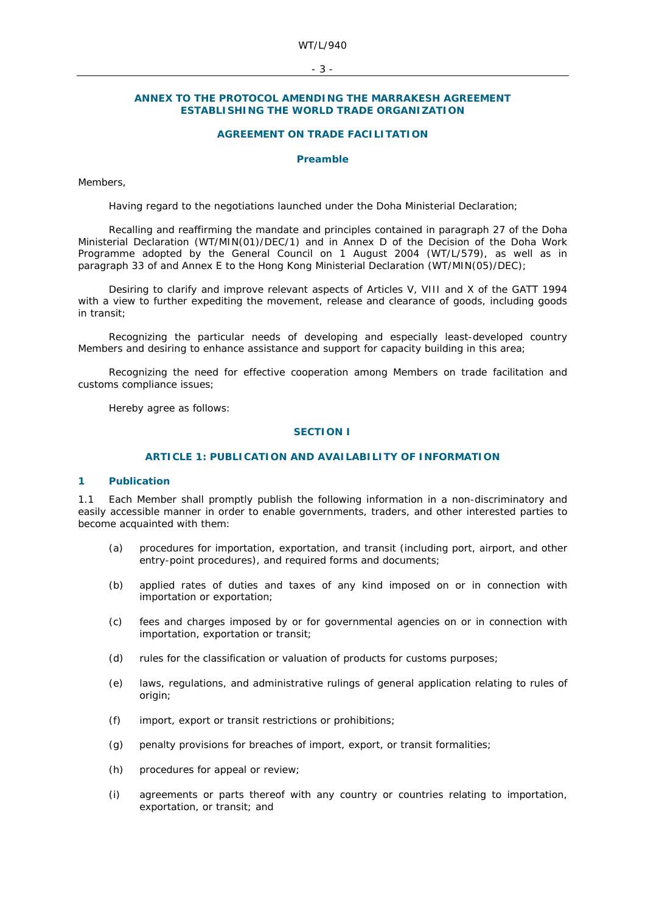## ANNEX TO THE PROTOCOL AMENDING THE MARRAKESH AGREEMENT ESTABLISHING THE WORLD TRADE ORGANIZATION

## AGREEMENT ON TRADE FACILITATION

### Preamble

Members,

Having regard to the negotiations launched under the Doha Ministerial Declaration;

Recalling and reaffirming the mandate and principles contained in paragraph 27 of the Doha Ministerial Declaration (WT/MIN(01)/DEC/1) and in Annex D of the Decision of the Doha Work Programme adopted by the General Council on 1 August 2004 (WT/L/579), as well as in paragraph 33 of and Annex E to the Hong Kong Ministerial Declaration (WT/MIN(05)/DEC);

Desiring to clarify and improve relevant aspects of Articles V, VIII and X of the GATT 1994 with a view to further expediting the movement, release and clearance of goods, including goods in transit;

Recognizing the particular needs of developing and especially least-developed country Members and desiring to enhance assistance and support for capacity building in this area;

Recognizing the need for effective cooperation among Members on trade facilitation and customs compliance issues;

Hereby agree as follows:

## SECTION I

### ARTICLE 1: PUBLICATION AND AVAILABILITY OF INFORMATION

#### 1 Publication

1.1 Each Member shall promptly publish the following information in a non-discriminatory and easily accessible manner in order to enable governments, traders, and other interested parties to become acquainted with them:

(a) procedures for importation, exportation, and transit (including port, airport, and other entry-point procedures), and required forms and documents;

(b) applied rates of duties and taxes of any kind imposed on or in connection with importation or exportation;

(c) fees and charges imposed by or for governmental agencies on or in connection with importation, exportation or transit;

(d) rules for the classification or valuation of products for customs purposes;

(e) laws, regulations, and administrative rulings of general application relating to rules of origin;

(f) import, export or transit restrictions or prohibitions;

(g) penalty provisions for breaches of import, export, or transit formalities;

(h) procedures for appeal or review;

(i) agreements or parts thereof with any country or countries relating to importation, exportation, or transit; and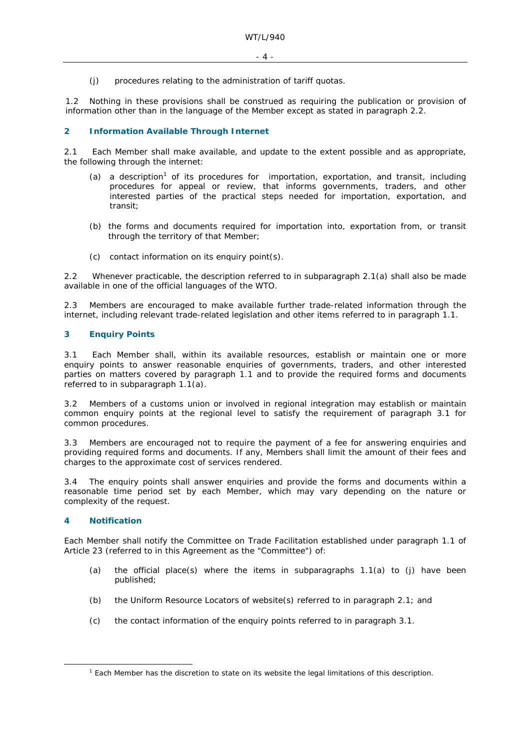(j) procedures relating to the administration of tariff quotas.

1.2 Nothing in these provisions shall be construed as requiring the publication or provision of information other than in the language of the Member except as stated in paragraph 2.2.

## 2 Information Available Through Internet

2.1 Each Member shall make available, and update to the extent possible and as appropriate, the following through the internet:

(a) a description[1] of its procedures for importation, exportation, and transit, including procedures for appeal or review, that informs governments, traders, and other interested parties of the practical steps needed for importation, exportation, and transit;

(b) the forms and documents required for importation into, exportation from, or transit through the territory of that Member;

(c) contact information on its enquiry point(s).

2.2 Whenever practicable, the description referred to in subparagraph 2.1(a) shall also be made available in one of the official languages of the WTO.

2.3 Members are encouraged to make available further trade-related information through the internet, including relevant trade-related legislation and other items referred to in paragraph 1.1.

## 3 Enquiry Points

3.1 Each Member shall, within its available resources, establish or maintain one or more enquiry points to answer reasonable enquiries of governments, traders, and other interested parties on matters covered by paragraph 1.1 and to provide the required forms and documents referred to in subparagraph 1.1(a).

3.2 Members of a customs union or involved in regional integration may establish or maintain common enquiry points at the regional level to satisfy the requirement of paragraph 3.1 for common procedures.

3.3 Members are encouraged not to require the payment of a fee for answering enquiries and providing required forms and documents. If any, Members shall limit the amount of their fees and charges to the approximate cost of services rendered.

3.4 The enquiry points shall answer enquiries and provide the forms and documents within a reasonable time period set by each Member, which may vary depending on the nature or complexity of the request.

## 4 Notification

Each Member shall notify the Committee on Trade Facilitation established under paragraph 1.1 of Article 23 (referred to in this Agreement as the "Committee") of:

(a) the official place(s) where the items in subparagraphs 1.1(a) to (j) have been published;

(b) the Uniform Resource Locators of website(s) referred to in paragraph 2.1; and

(c) the contact information of the enquiry points referred to in paragraph 3.1.

---

[1] Each Member has the discretion to state on its website the legal limitations of this description.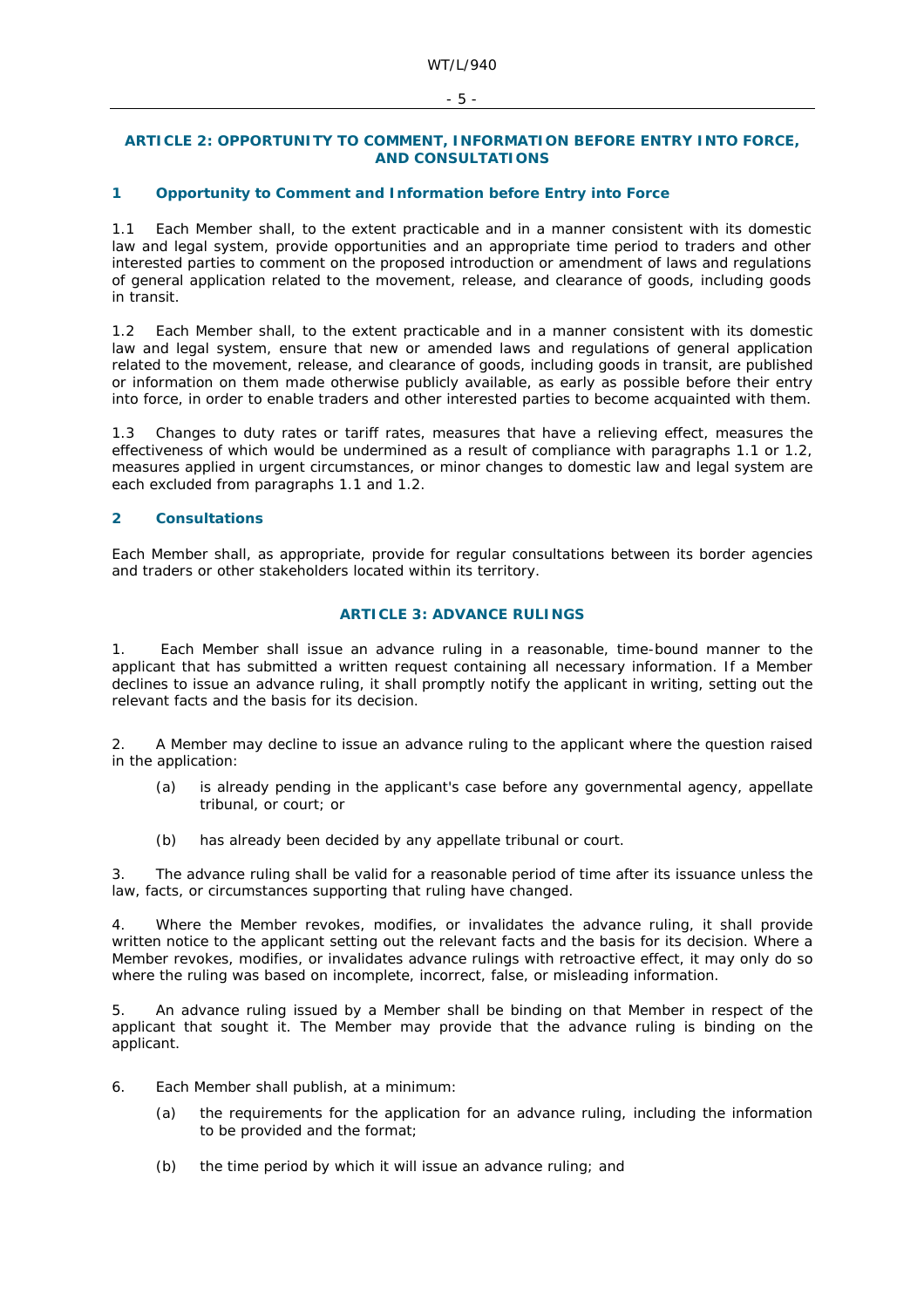## ARTICLE 2: OPPORTUNITY TO COMMENT, INFORMATION BEFORE ENTRY INTO FORCE, AND CONSULTATIONS

### 1 Opportunity to Comment and Information before Entry into Force

1.1 Each Member shall, to the extent practicable and in a manner consistent with its domestic law and legal system, provide opportunities and an appropriate time period to traders and other interested parties to comment on the proposed introduction or amendment of laws and regulations of general application related to the movement, release, and clearance of goods, including goods in transit.

1.2 Each Member shall, to the extent practicable and in a manner consistent with its domestic law and legal system, ensure that new or amended laws and regulations of general application related to the movement, release, and clearance of goods, including goods in transit, are published or information on them made otherwise publicly available, as early as possible before their entry into force, in order to enable traders and other interested parties to become acquainted with them.

1.3 Changes to duty rates or tariff rates, measures that have a relieving effect, measures the effectiveness of which would be undermined as a result of compliance with paragraphs 1.1 or 1.2, measures applied in urgent circumstances, or minor changes to domestic law and legal system are each excluded from paragraphs 1.1 and 1.2.

### 2 Consultations

Each Member shall, as appropriate, provide for regular consultations between its border agencies and traders or other stakeholders located within its territory.

## ARTICLE 3: ADVANCE RULINGS

1. Each Member shall issue an advance ruling in a reasonable, time-bound manner to the applicant that has submitted a written request containing all necessary information. If a Member declines to issue an advance ruling, it shall promptly notify the applicant in writing, setting out the relevant facts and the basis for its decision.

2. A Member may decline to issue an advance ruling to the applicant where the question raised in the application:

   (a) is already pending in the applicant's case before any governmental agency, appellate tribunal, or court; or

   (b) has already been decided by any appellate tribunal or court.

3. The advance ruling shall be valid for a reasonable period of time after its issuance unless the law, facts, or circumstances supporting that ruling have changed.

4. Where the Member revokes, modifies, or invalidates the advance ruling, it shall provide written notice to the applicant setting out the relevant facts and the basis for its decision. Where a Member revokes, modifies, or invalidates advance rulings with retroactive effect, it may only do so where the ruling was based on incomplete, incorrect, false, or misleading information.

5. An advance ruling issued by a Member shall be binding on that Member in respect of the applicant that sought it. The Member may provide that the advance ruling is binding on the applicant.

6. Each Member shall publish, at a minimum:

   (a) the requirements for the application for an advance ruling, including the information to be provided and the format;

   (b) the time period by which it will issue an advance ruling; and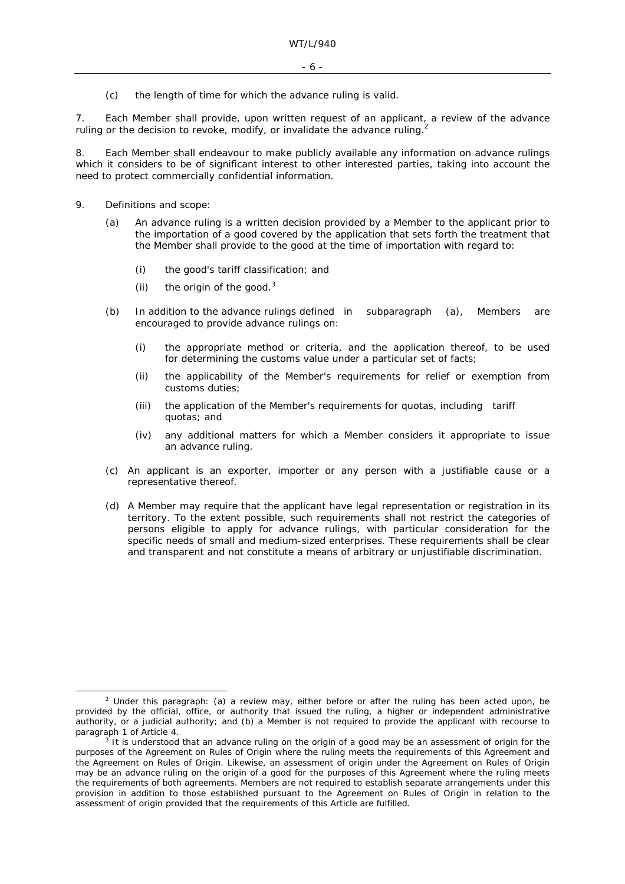(c) the length of time for which the advance ruling is valid.

7. Each Member shall provide, upon written request of an applicant, a review of the advance ruling or the decision to revoke, modify, or invalidate the advance ruling.[2]

8. Each Member shall endeavour to make publicly available any information on advance rulings which it considers to be of significant interest to other interested parties, taking into account the need to protect commercially confidential information.

9. Definitions and scope:

(a) An advance ruling is a written decision provided by a Member to the applicant prior to the importation of a good covered by the application that sets forth the treatment that the Member shall provide to the good at the time of importation with regard to:

(i) the good's tariff classification; and

(ii) the origin of the good.[3]

(b) In addition to the advance rulings defined in subparagraph (a), Members are encouraged to provide advance rulings on:

(i) the appropriate method or criteria, and the application thereof, to be used for determining the customs value under a particular set of facts;

(ii) the applicability of the Member's requirements for relief or exemption from customs duties;

(iii) the application of the Member's requirements for quotas, including tariff quotas; and

(iv) any additional matters for which a Member considers it appropriate to issue an advance ruling.

(c) An applicant is an exporter, importer or any person with a justifiable cause or a representative thereof.

(d) A Member may require that the applicant have legal representation or registration in its territory. To the extent possible, such requirements shall not restrict the categories of persons eligible to apply for advance rulings, with particular consideration for the specific needs of small and medium-sized enterprises. These requirements shall be clear and transparent and not constitute a means of arbitrary or unjustifiable discrimination.

---

[2] Under this paragraph: (a) a review may, either before or after the ruling has been acted upon, be provided by the official, office, or authority that issued the ruling, a higher or independent administrative authority, or a judicial authority; and (b) a Member is not required to provide the applicant with recourse to paragraph 1 of Article 4.

[3] It is understood that an advance ruling on the origin of a good may be an assessment of origin for the purposes of the Agreement on Rules of Origin where the ruling meets the requirements of this Agreement and the Agreement on Rules of Origin. Likewise, an assessment of origin under the Agreement on Rules of Origin may be an advance ruling on the origin of a good for the purposes of this Agreement where the ruling meets the requirements of both agreements. Members are not required to establish separate arrangements under this provision in addition to those established pursuant to the Agreement on Rules of Origin in relation to the assessment of origin provided that the requirements of this Article are fulfilled.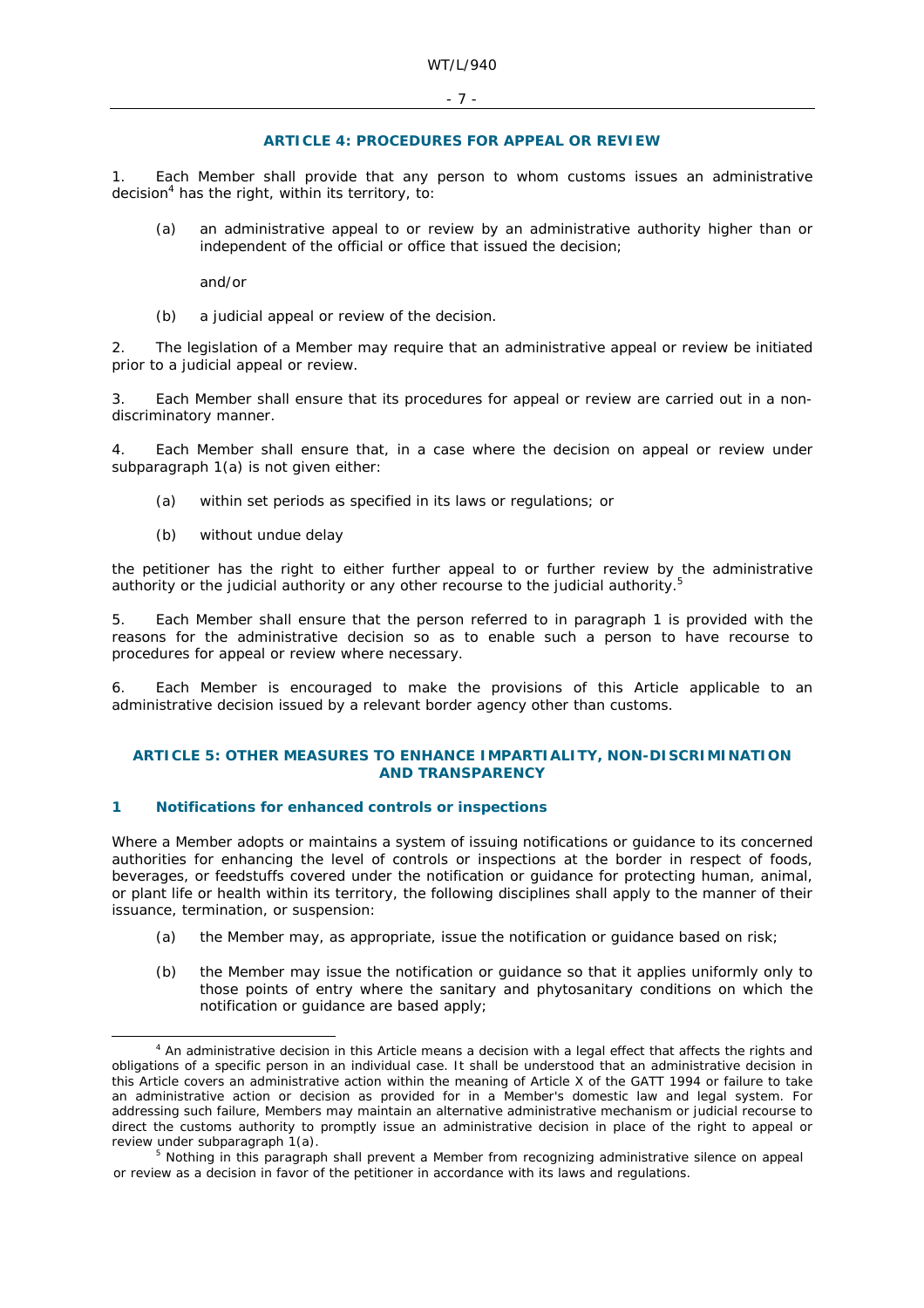## ARTICLE 4: PROCEDURES FOR APPEAL OR REVIEW

1. Each Member shall provide that any person to whom customs issues an administrative decision[4] has the right, within its territory, to:

   (a) an administrative appeal to or review by an administrative authority higher than or independent of the official or office that issued the decision;

   and/or

   (b) a judicial appeal or review of the decision.

2. The legislation of a Member may require that an administrative appeal or review be initiated prior to a judicial appeal or review.

3. Each Member shall ensure that its procedures for appeal or review are carried out in a non-discriminatory manner.

4. Each Member shall ensure that, in a case where the decision on appeal or review under subparagraph 1(a) is not given either:

   (a) within set periods as specified in its laws or regulations; or

   (b) without undue delay

the petitioner has the right to either further appeal to or further review by the administrative authority or the judicial authority or any other recourse to the judicial authority.[5]

5. Each Member shall ensure that the person referred to in paragraph 1 is provided with the reasons for the administrative decision so as to enable such a person to have recourse to procedures for appeal or review where necessary.

6. Each Member is encouraged to make the provisions of this Article applicable to an administrative decision issued by a relevant border agency other than customs.

## ARTICLE 5: OTHER MEASURES TO ENHANCE IMPARTIALITY, NON-DISCRIMINATION AND TRANSPARENCY

### 1 Notifications for enhanced controls or inspections

Where a Member adopts or maintains a system of issuing notifications or guidance to its concerned authorities for enhancing the level of controls or inspections at the border in respect of foods, beverages, or feedstuffs covered under the notification or guidance for protecting human, animal, or plant life or health within its territory, the following disciplines shall apply to the manner of their issuance, termination, or suspension:

   (a) the Member may, as appropriate, issue the notification or guidance based on risk;

   (b) the Member may issue the notification or guidance so that it applies uniformly only to those points of entry where the sanitary and phytosanitary conditions on which the notification or guidance are based apply;

---

[4] An administrative decision in this Article means a decision with a legal effect that affects the rights and obligations of a specific person in an individual case. It shall be understood that an administrative decision in this Article covers an administrative action within the meaning of Article X of the GATT 1994 or failure to take an administrative action or decision as provided for in a Member's domestic law and legal system. For addressing such failure, Members may maintain an alternative administrative mechanism or judicial recourse to direct the customs authority to promptly issue an administrative decision in place of the right to appeal or review under subparagraph 1(a).

[5] Nothing in this paragraph shall prevent a Member from recognizing administrative silence on appeal or review as a decision in favor of the petitioner in accordance with its laws and regulations.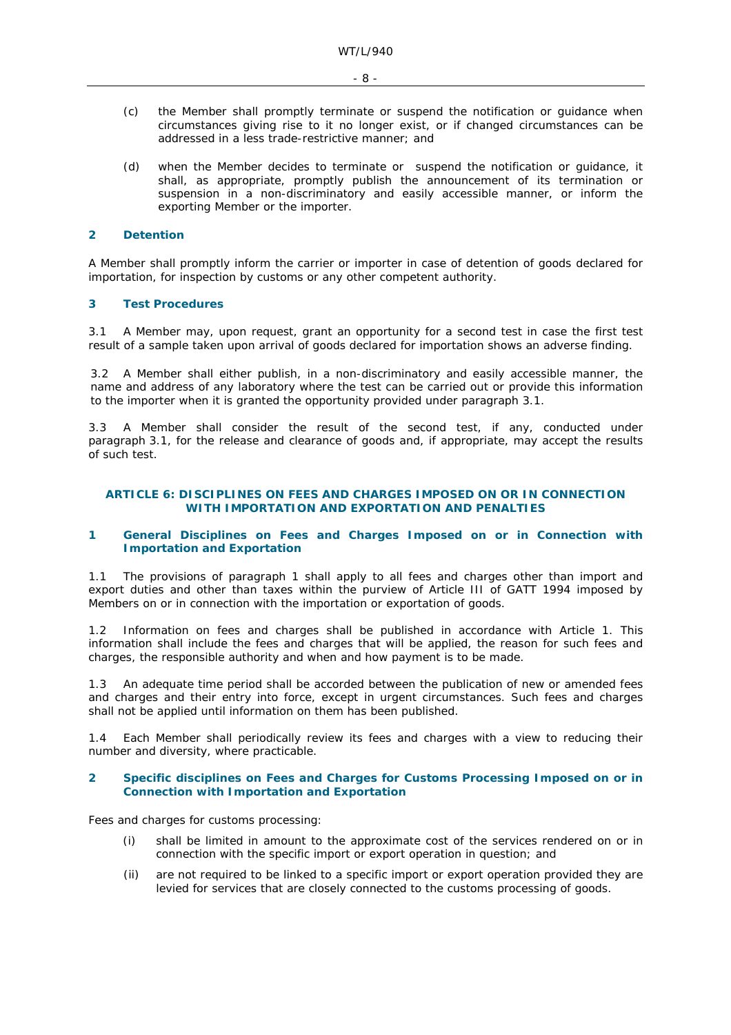(c) the Member shall promptly terminate or suspend the notification or guidance when circumstances giving rise to it no longer exist, or if changed circumstances can be addressed in a less trade-restrictive manner; and

(d) when the Member decides to terminate or suspend the notification or guidance, it shall, as appropriate, promptly publish the announcement of its termination or suspension in a non-discriminatory and easily accessible manner, or inform the exporting Member or the importer.

### 2 Detention

A Member shall promptly inform the carrier or importer in case of detention of goods declared for importation, for inspection by customs or any other competent authority.

### 3 Test Procedures

3.1 A Member may, upon request, grant an opportunity for a second test in case the first test result of a sample taken upon arrival of goods declared for importation shows an adverse finding.

3.2 A Member shall either publish, in a non-discriminatory and easily accessible manner, the name and address of any laboratory where the test can be carried out or provide this information to the importer when it is granted the opportunity provided under paragraph 3.1.

3.3 A Member shall consider the result of the second test, if any, conducted under paragraph 3.1, for the release and clearance of goods and, if appropriate, may accept the results of such test.

## ARTICLE 6: DISCIPLINES ON FEES AND CHARGES IMPOSED ON OR IN CONNECTION WITH IMPORTATION AND EXPORTATION AND PENALTIES

### 1 General Disciplines on Fees and Charges Imposed on or in Connection with Importation and Exportation

1.1 The provisions of paragraph 1 shall apply to all fees and charges other than import and export duties and other than taxes within the purview of Article III of GATT 1994 imposed by Members on or in connection with the importation or exportation of goods.

1.2 Information on fees and charges shall be published in accordance with Article 1. This information shall include the fees and charges that will be applied, the reason for such fees and charges, the responsible authority and when and how payment is to be made.

1.3 An adequate time period shall be accorded between the publication of new or amended fees and charges and their entry into force, except in urgent circumstances. Such fees and charges shall not be applied until information on them has been published.

1.4 Each Member shall periodically review its fees and charges with a view to reducing their number and diversity, where practicable.

### 2 Specific disciplines on Fees and Charges for Customs Processing Imposed on or in Connection with Importation and Exportation

Fees and charges for customs processing:

(i) shall be limited in amount to the approximate cost of the services rendered on or in connection with the specific import or export operation in question; and

(ii) are not required to be linked to a specific import or export operation provided they are levied for services that are closely connected to the customs processing of goods.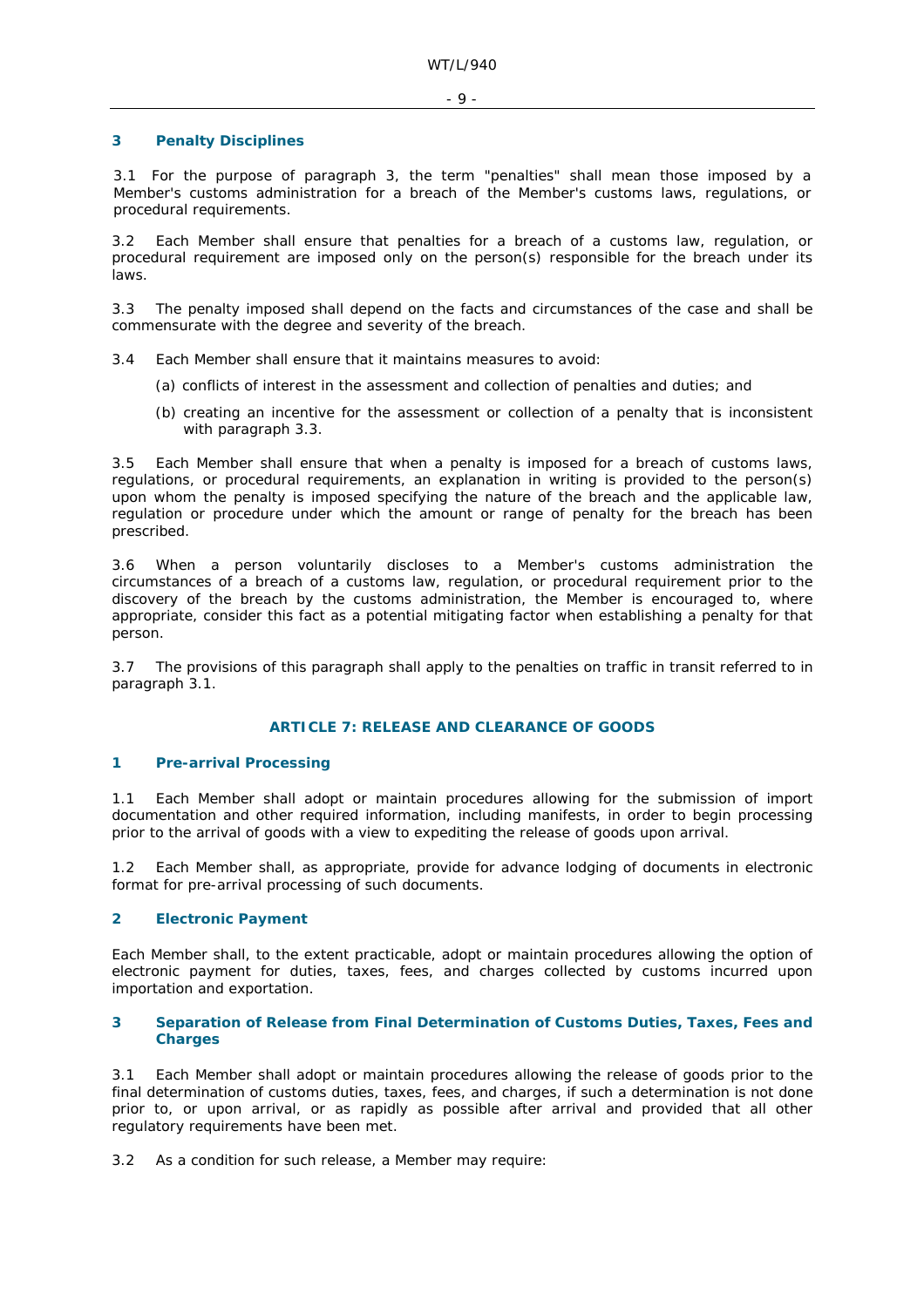### 3 Penalty Disciplines

3.1 For the purpose of paragraph 3, the term "penalties" shall mean those imposed by a Member's customs administration for a breach of the Member's customs laws, regulations, or procedural requirements.

3.2 Each Member shall ensure that penalties for a breach of a customs law, regulation, or procedural requirement are imposed only on the person(s) responsible for the breach under its laws.

3.3 The penalty imposed shall depend on the facts and circumstances of the case and shall be commensurate with the degree and severity of the breach.

3.4 Each Member shall ensure that it maintains measures to avoid:

(a) conflicts of interest in the assessment and collection of penalties and duties; and

(b) creating an incentive for the assessment or collection of a penalty that is inconsistent with paragraph 3.3.

3.5 Each Member shall ensure that when a penalty is imposed for a breach of customs laws, regulations, or procedural requirements, an explanation in writing is provided to the person(s) upon whom the penalty is imposed specifying the nature of the breach and the applicable law, regulation or procedure under which the amount or range of penalty for the breach has been prescribed.

3.6 When a person voluntarily discloses to a Member's customs administration the circumstances of a breach of a customs law, regulation, or procedural requirement prior to the discovery of the breach by the customs administration, the Member is encouraged to, where appropriate, consider this fact as a potential mitigating factor when establishing a penalty for that person.

3.7 The provisions of this paragraph shall apply to the penalties on traffic in transit referred to in paragraph 3.1.

## ARTICLE 7: RELEASE AND CLEARANCE OF GOODS

### 1 Pre-arrival Processing

1.1 Each Member shall adopt or maintain procedures allowing for the submission of import documentation and other required information, including manifests, in order to begin processing prior to the arrival of goods with a view to expediting the release of goods upon arrival.

1.2 Each Member shall, as appropriate, provide for advance lodging of documents in electronic format for pre-arrival processing of such documents.

### 2 Electronic Payment

Each Member shall, to the extent practicable, adopt or maintain procedures allowing the option of electronic payment for duties, taxes, fees, and charges collected by customs incurred upon importation and exportation.

### 3 Separation of Release from Final Determination of Customs Duties, Taxes, Fees and Charges

3.1 Each Member shall adopt or maintain procedures allowing the release of goods prior to the final determination of customs duties, taxes, fees, and charges, if such a determination is not done prior to, or upon arrival, or as rapidly as possible after arrival and provided that all other regulatory requirements have been met.

3.2 As a condition for such release, a Member may require: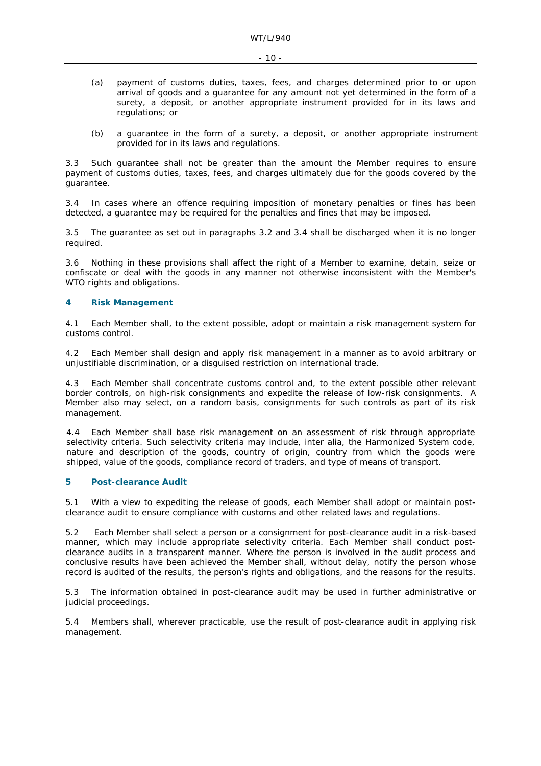(a) payment of customs duties, taxes, fees, and charges determined prior to or upon arrival of goods and a guarantee for any amount not yet determined in the form of a surety, a deposit, or another appropriate instrument provided for in its laws and regulations; or

(b) a guarantee in the form of a surety, a deposit, or another appropriate instrument provided for in its laws and regulations.

3.3 Such guarantee shall not be greater than the amount the Member requires to ensure payment of customs duties, taxes, fees, and charges ultimately due for the goods covered by the guarantee.

3.4 In cases where an offence requiring imposition of monetary penalties or fines has been detected, a guarantee may be required for the penalties and fines that may be imposed.

3.5 The guarantee as set out in paragraphs 3.2 and 3.4 shall be discharged when it is no longer required.

3.6 Nothing in these provisions shall affect the right of a Member to examine, detain, seize or confiscate or deal with the goods in any manner not otherwise inconsistent with the Member's WTO rights and obligations.

### 4 Risk Management

4.1 Each Member shall, to the extent possible, adopt or maintain a risk management system for customs control.

4.2 Each Member shall design and apply risk management in a manner as to avoid arbitrary or unjustifiable discrimination, or a disguised restriction on international trade.

4.3 Each Member shall concentrate customs control and, to the extent possible other relevant border controls, on high-risk consignments and expedite the release of low-risk consignments. A Member also may select, on a random basis, consignments for such controls as part of its risk management.

4.4 Each Member shall base risk management on an assessment of risk through appropriate selectivity criteria. Such selectivity criteria may include, inter alia, the Harmonized System code, nature and description of the goods, country of origin, country from which the goods were shipped, value of the goods, compliance record of traders, and type of means of transport.

### 5 Post-clearance Audit

5.1 With a view to expediting the release of goods, each Member shall adopt or maintain post-clearance audit to ensure compliance with customs and other related laws and regulations.

5.2 Each Member shall select a person or a consignment for post-clearance audit in a risk-based manner, which may include appropriate selectivity criteria. Each Member shall conduct post-clearance audits in a transparent manner. Where the person is involved in the audit process and conclusive results have been achieved the Member shall, without delay, notify the person whose record is audited of the results, the person's rights and obligations, and the reasons for the results.

5.3 The information obtained in post-clearance audit may be used in further administrative or judicial proceedings.

5.4 Members shall, wherever practicable, use the result of post-clearance audit in applying risk management.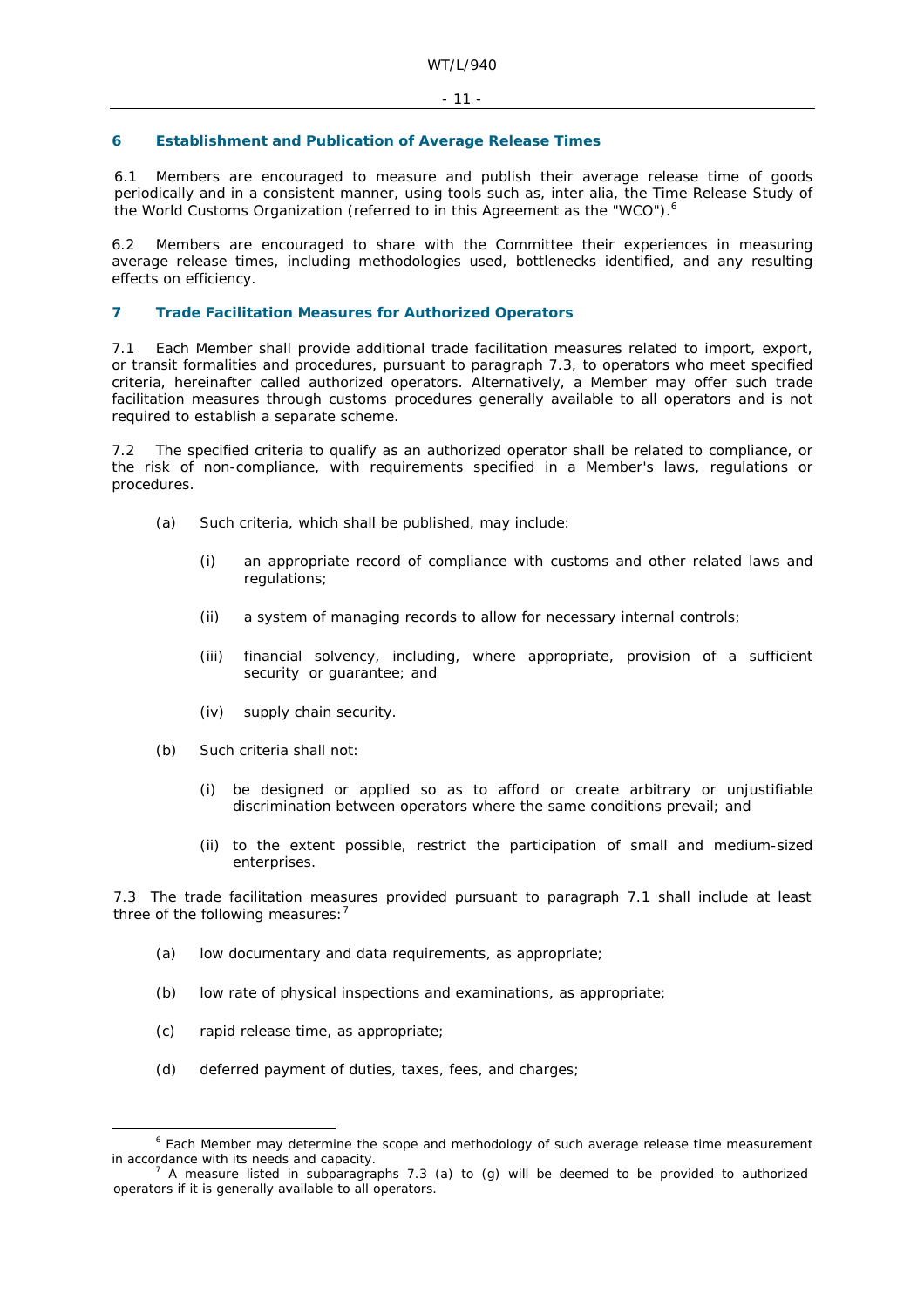## 6 Establishment and Publication of Average Release Times

6.1 Members are encouraged to measure and publish their average release time of goods periodically and in a consistent manner, using tools such as, inter alia, the Time Release Study of the World Customs Organization (referred to in this Agreement as the "WCO").[6]

6.2 Members are encouraged to share with the Committee their experiences in measuring average release times, including methodologies used, bottlenecks identified, and any resulting effects on efficiency.

## 7 Trade Facilitation Measures for Authorized Operators

7.1 Each Member shall provide additional trade facilitation measures related to import, export, or transit formalities and procedures, pursuant to paragraph 7.3, to operators who meet specified criteria, hereinafter called authorized operators. Alternatively, a Member may offer such trade facilitation measures through customs procedures generally available to all operators and is not required to establish a separate scheme.

7.2 The specified criteria to qualify as an authorized operator shall be related to compliance, or the risk of non-compliance, with requirements specified in a Member's laws, regulations or procedures.

(a) Such criteria, which shall be published, may include:

(i) an appropriate record of compliance with customs and other related laws and regulations;

(ii) a system of managing records to allow for necessary internal controls;

(iii) financial solvency, including, where appropriate, provision of a sufficient security or guarantee; and

(iv) supply chain security.

(b) Such criteria shall not:

(i) be designed or applied so as to afford or create arbitrary or unjustifiable discrimination between operators where the same conditions prevail; and

(ii) to the extent possible, restrict the participation of small and medium-sized enterprises.

7.3 The trade facilitation measures provided pursuant to paragraph 7.1 shall include at least three of the following measures:[7]

(a) low documentary and data requirements, as appropriate;

(b) low rate of physical inspections and examinations, as appropriate;

(c) rapid release time, as appropriate;

(d) deferred payment of duties, taxes, fees, and charges;

---

[6] Each Member may determine the scope and methodology of such average release time measurement in accordance with its needs and capacity.

[7] A measure listed in subparagraphs 7.3 (a) to (g) will be deemed to be provided to authorized operators if it is generally available to all operators.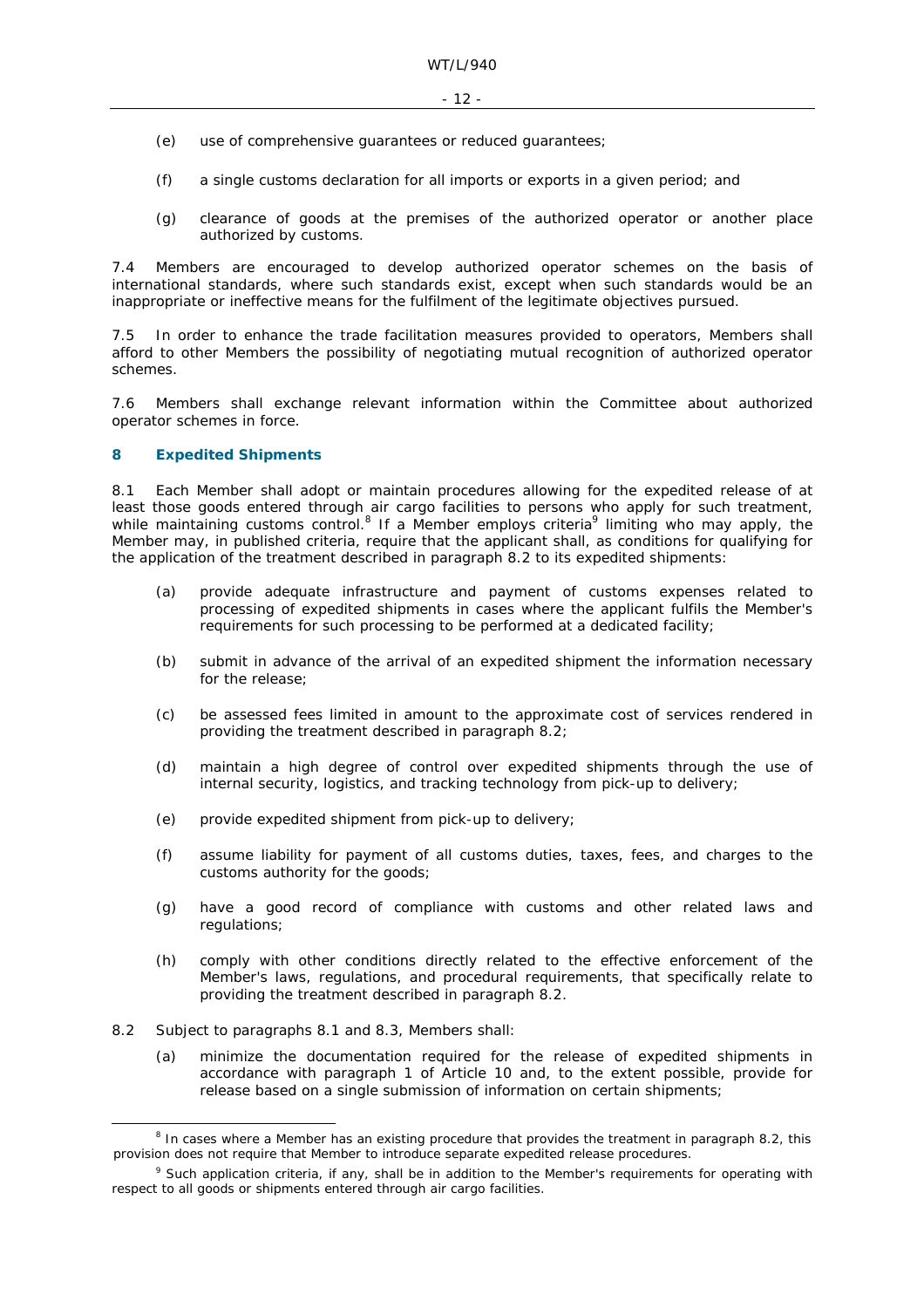(e) use of comprehensive guarantees or reduced guarantees;

(f) a single customs declaration for all imports or exports in a given period; and

(g) clearance of goods at the premises of the authorized operator or another place authorized by customs.

7.4 Members are encouraged to develop authorized operator schemes on the basis of international standards, where such standards exist, except when such standards would be an inappropriate or ineffective means for the fulfilment of the legitimate objectives pursued.

7.5 In order to enhance the trade facilitation measures provided to operators, Members shall afford to other Members the possibility of negotiating mutual recognition of authorized operator schemes.

7.6 Members shall exchange relevant information within the Committee about authorized operator schemes in force.

### 8 Expedited Shipments

8.1 Each Member shall adopt or maintain procedures allowing for the expedited release of at least those goods entered through air cargo facilities to persons who apply for such treatment, while maintaining customs control.[8] If a Member employs criteria[9] limiting who may apply, the Member may, in published criteria, require that the applicant shall, as conditions for qualifying for the application of the treatment described in paragraph 8.2 to its expedited shipments:

(a) provide adequate infrastructure and payment of customs expenses related to processing of expedited shipments in cases where the applicant fulfils the Member's requirements for such processing to be performed at a dedicated facility;

(b) submit in advance of the arrival of an expedited shipment the information necessary for the release;

(c) be assessed fees limited in amount to the approximate cost of services rendered in providing the treatment described in paragraph 8.2;

(d) maintain a high degree of control over expedited shipments through the use of internal security, logistics, and tracking technology from pick-up to delivery;

(e) provide expedited shipment from pick-up to delivery;

(f) assume liability for payment of all customs duties, taxes, fees, and charges to the customs authority for the goods;

(g) have a good record of compliance with customs and other related laws and regulations;

(h) comply with other conditions directly related to the effective enforcement of the Member's laws, regulations, and procedural requirements, that specifically relate to providing the treatment described in paragraph 8.2.

8.2 Subject to paragraphs 8.1 and 8.3, Members shall:

(a) minimize the documentation required for the release of expedited shipments in accordance with paragraph 1 of Article 10 and, to the extent possible, provide for release based on a single submission of information on certain shipments;

---

[8] In cases where a Member has an existing procedure that provides the treatment in paragraph 8.2, this provision does not require that Member to introduce separate expedited release procedures.

[9] Such application criteria, if any, shall be in addition to the Member's requirements for operating with respect to all goods or shipments entered through air cargo facilities.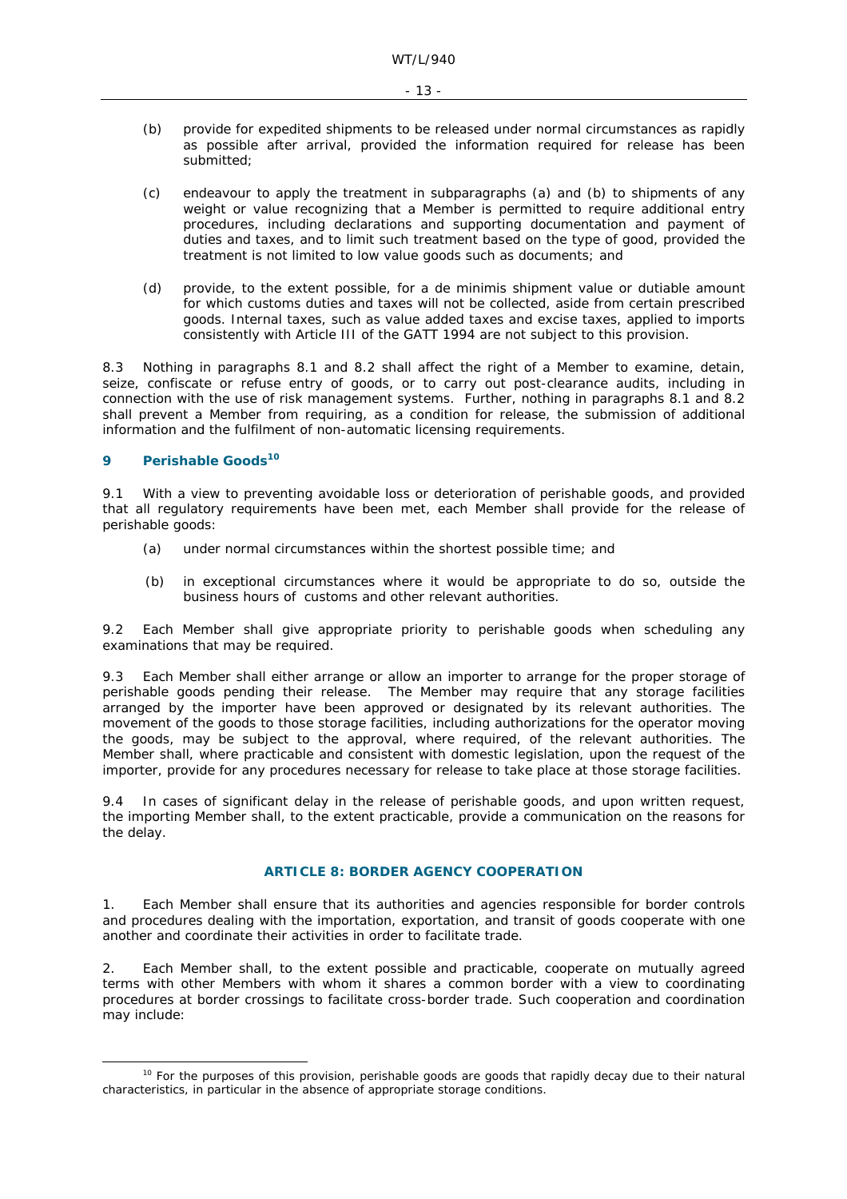(b) provide for expedited shipments to be released under normal circumstances as rapidly as possible after arrival, provided the information required for release has been submitted;

(c) endeavour to apply the treatment in subparagraphs (a) and (b) to shipments of any weight or value recognizing that a Member is permitted to require additional entry procedures, including declarations and supporting documentation and payment of duties and taxes, and to limit such treatment based on the type of good, provided the treatment is not limited to low value goods such as documents; and

(d) provide, to the extent possible, for a de minimis shipment value or dutiable amount for which customs duties and taxes will not be collected, aside from certain prescribed goods. Internal taxes, such as value added taxes and excise taxes, applied to imports consistently with Article III of the GATT 1994 are not subject to this provision.

8.3 Nothing in paragraphs 8.1 and 8.2 shall affect the right of a Member to examine, detain, seize, confiscate or refuse entry of goods, or to carry out post-clearance audits, including in connection with the use of risk management systems. Further, nothing in paragraphs 8.1 and 8.2 shall prevent a Member from requiring, as a condition for release, the submission of additional information and the fulfilment of non-automatic licensing requirements.

### 9 Perishable Goods[10]

9.1 With a view to preventing avoidable loss or deterioration of perishable goods, and provided that all regulatory requirements have been met, each Member shall provide for the release of perishable goods:

(a) under normal circumstances within the shortest possible time; and

(b) in exceptional circumstances where it would be appropriate to do so, outside the business hours of customs and other relevant authorities.

9.2 Each Member shall give appropriate priority to perishable goods when scheduling any examinations that may be required.

9.3 Each Member shall either arrange or allow an importer to arrange for the proper storage of perishable goods pending their release. The Member may require that any storage facilities arranged by the importer have been approved or designated by its relevant authorities. The movement of the goods to those storage facilities, including authorizations for the operator moving the goods, may be subject to the approval, where required, of the relevant authorities. The Member shall, where practicable and consistent with domestic legislation, upon the request of the importer, provide for any procedures necessary for release to take place at those storage facilities.

9.4 In cases of significant delay in the release of perishable goods, and upon written request, the importing Member shall, to the extent practicable, provide a communication on the reasons for the delay.

## ARTICLE 8: BORDER AGENCY COOPERATION

1. Each Member shall ensure that its authorities and agencies responsible for border controls and procedures dealing with the importation, exportation, and transit of goods cooperate with one another and coordinate their activities in order to facilitate trade.

2. Each Member shall, to the extent possible and practicable, cooperate on mutually agreed terms with other Members with whom it shares a common border with a view to coordinating procedures at border crossings to facilitate cross-border trade. Such cooperation and coordination may include:

---

[10] For the purposes of this provision, perishable goods are goods that rapidly decay due to their natural characteristics, in particular in the absence of appropriate storage conditions.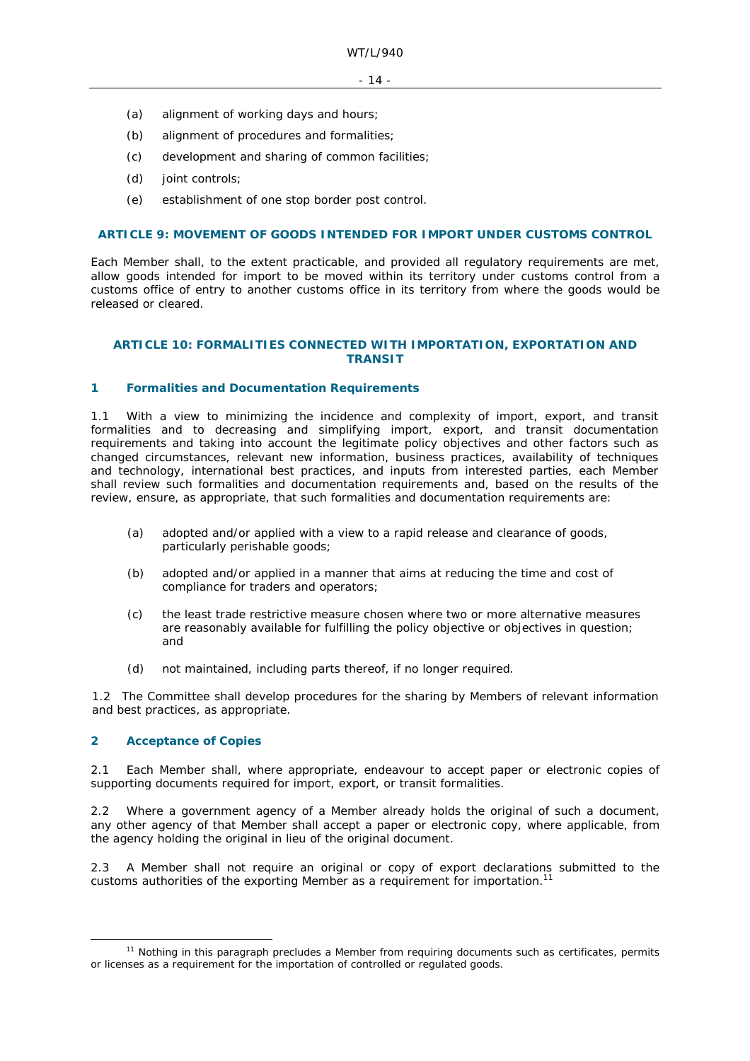(a) alignment of working days and hours;

(b) alignment of procedures and formalities;

(c) development and sharing of common facilities;

(d) joint controls;

(e) establishment of one stop border post control.

## ARTICLE 9: MOVEMENT OF GOODS INTENDED FOR IMPORT UNDER CUSTOMS CONTROL

Each Member shall, to the extent practicable, and provided all regulatory requirements are met, allow goods intended for import to be moved within its territory under customs control from a customs office of entry to another customs office in its territory from where the goods would be released or cleared.

## ARTICLE 10: FORMALITIES CONNECTED WITH IMPORTATION, EXPORTATION AND TRANSIT

### 1 Formalities and Documentation Requirements

1.1 With a view to minimizing the incidence and complexity of import, export, and transit formalities and to decreasing and simplifying import, export, and transit documentation requirements and taking into account the legitimate policy objectives and other factors such as changed circumstances, relevant new information, business practices, availability of techniques and technology, international best practices, and inputs from interested parties, each Member shall review such formalities and documentation requirements and, based on the results of the review, ensure, as appropriate, that such formalities and documentation requirements are:

(a) adopted and/or applied with a view to a rapid release and clearance of goods, particularly perishable goods;

(b) adopted and/or applied in a manner that aims at reducing the time and cost of compliance for traders and operators;

(c) the least trade restrictive measure chosen where two or more alternative measures are reasonably available for fulfilling the policy objective or objectives in question; and

(d) not maintained, including parts thereof, if no longer required.

1.2 The Committee shall develop procedures for the sharing by Members of relevant information and best practices, as appropriate.

### 2 Acceptance of Copies

2.1 Each Member shall, where appropriate, endeavour to accept paper or electronic copies of supporting documents required for import, export, or transit formalities.

2.2 Where a government agency of a Member already holds the original of such a document, any other agency of that Member shall accept a paper or electronic copy, where applicable, from the agency holding the original in lieu of the original document.

2.3 A Member shall not require an original or copy of export declarations submitted to the customs authorities of the exporting Member as a requirement for importation.[11]

[11] Nothing in this paragraph precludes a Member from requiring documents such as certificates, permits or licenses as a requirement for the importation of controlled or regulated goods.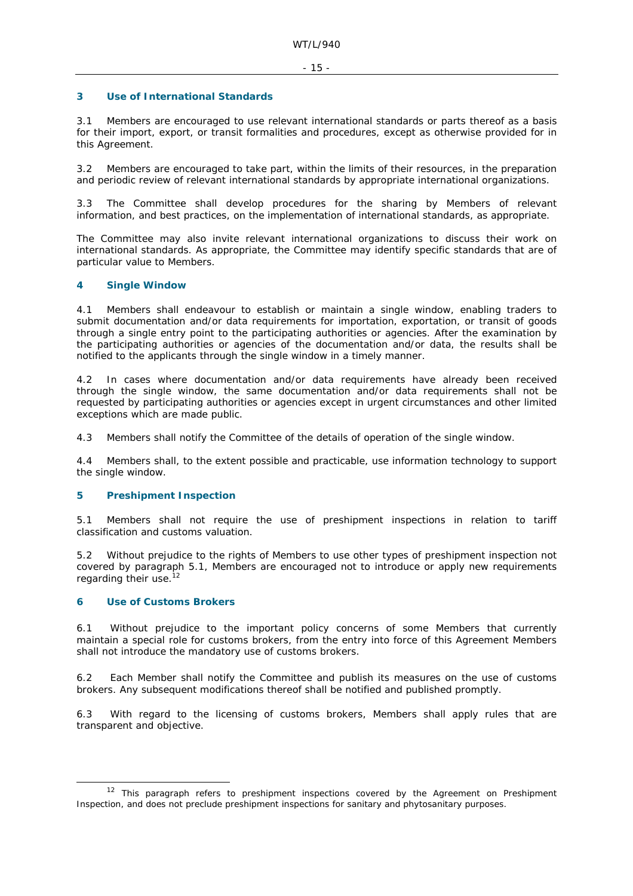## 3 Use of International Standards

3.1 Members are encouraged to use relevant international standards or parts thereof as a basis for their import, export, or transit formalities and procedures, except as otherwise provided for in this Agreement.

3.2 Members are encouraged to take part, within the limits of their resources, in the preparation and periodic review of relevant international standards by appropriate international organizations.

3.3 The Committee shall develop procedures for the sharing by Members of relevant information, and best practices, on the implementation of international standards, as appropriate.

The Committee may also invite relevant international organizations to discuss their work on international standards. As appropriate, the Committee may identify specific standards that are of particular value to Members.

## 4 Single Window

4.1 Members shall endeavour to establish or maintain a single window, enabling traders to submit documentation and/or data requirements for importation, exportation, or transit of goods through a single entry point to the participating authorities or agencies. After the examination by the participating authorities or agencies of the documentation and/or data, the results shall be notified to the applicants through the single window in a timely manner.

4.2 In cases where documentation and/or data requirements have already been received through the single window, the same documentation and/or data requirements shall not be requested by participating authorities or agencies except in urgent circumstances and other limited exceptions which are made public.

4.3 Members shall notify the Committee of the details of operation of the single window.

4.4 Members shall, to the extent possible and practicable, use information technology to support the single window.

## 5 Preshipment Inspection

5.1 Members shall not require the use of preshipment inspections in relation to tariff classification and customs valuation.

5.2 Without prejudice to the rights of Members to use other types of preshipment inspection not covered by paragraph 5.1, Members are encouraged not to introduce or apply new requirements regarding their use.[12]

## 6 Use of Customs Brokers

6.1 Without prejudice to the important policy concerns of some Members that currently maintain a special role for customs brokers, from the entry into force of this Agreement Members shall not introduce the mandatory use of customs brokers.

6.2 Each Member shall notify the Committee and publish its measures on the use of customs brokers. Any subsequent modifications thereof shall be notified and published promptly.

6.3 With regard to the licensing of customs brokers, Members shall apply rules that are transparent and objective.

---

[12] This paragraph refers to preshipment inspections covered by the Agreement on Preshipment Inspection, and does not preclude preshipment inspections for sanitary and phytosanitary purposes.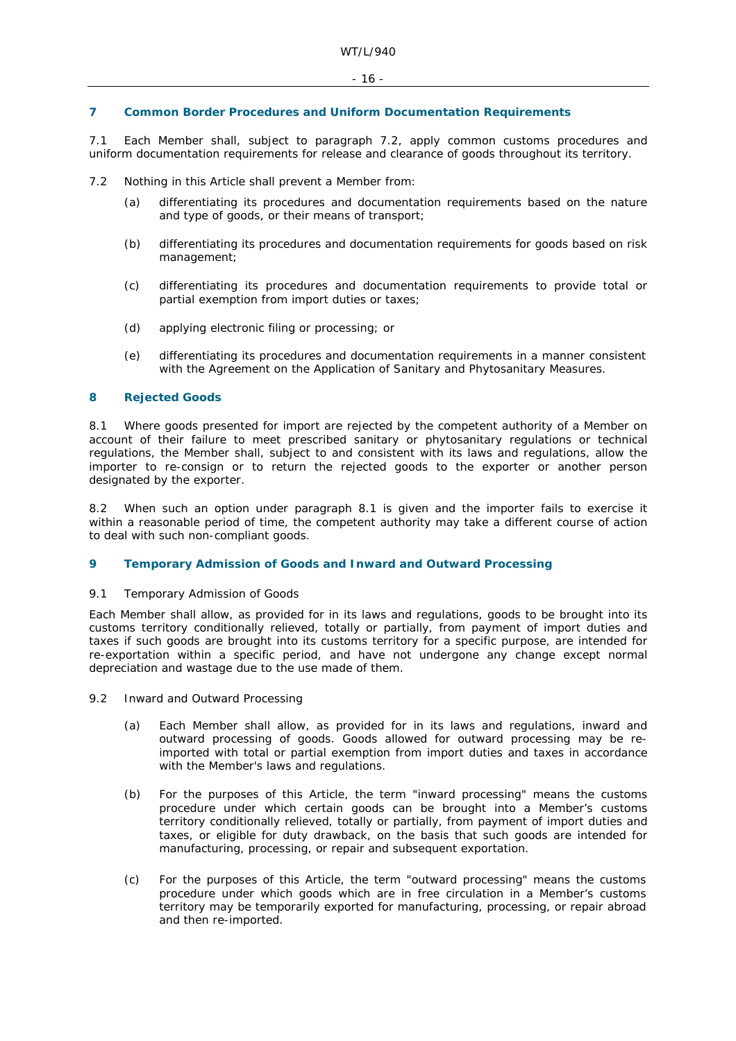## 7 Common Border Procedures and Uniform Documentation Requirements

7.1 Each Member shall, subject to paragraph 7.2, apply common customs procedures and uniform documentation requirements for release and clearance of goods throughout its territory.

7.2 Nothing in this Article shall prevent a Member from:

(a) differentiating its procedures and documentation requirements based on the nature and type of goods, or their means of transport;

(b) differentiating its procedures and documentation requirements for goods based on risk management;

(c) differentiating its procedures and documentation requirements to provide total or partial exemption from import duties or taxes;

(d) applying electronic filing or processing; or

(e) differentiating its procedures and documentation requirements in a manner consistent with the Agreement on the Application of Sanitary and Phytosanitary Measures.

## 8 Rejected Goods

8.1 Where goods presented for import are rejected by the competent authority of a Member on account of their failure to meet prescribed sanitary or phytosanitary regulations or technical regulations, the Member shall, subject to and consistent with its laws and regulations, allow the importer to re-consign or to return the rejected goods to the exporter or another person designated by the exporter.

8.2 When such an option under paragraph 8.1 is given and the importer fails to exercise it within a reasonable period of time, the competent authority may take a different course of action to deal with such non-compliant goods.

## 9 Temporary Admission of Goods and Inward and Outward Processing

9.1 Temporary Admission of Goods

Each Member shall allow, as provided for in its laws and regulations, goods to be brought into its customs territory conditionally relieved, totally or partially, from payment of import duties and taxes if such goods are brought into its customs territory for a specific purpose, are intended for re-exportation within a specific period, and have not undergone any change except normal depreciation and wastage due to the use made of them.

9.2 Inward and Outward Processing

(a) Each Member shall allow, as provided for in its laws and regulations, inward and outward processing of goods. Goods allowed for outward processing may be re-imported with total or partial exemption from import duties and taxes in accordance with the Member's laws and regulations.

(b) For the purposes of this Article, the term "inward processing" means the customs procedure under which certain goods can be brought into a Member's customs territory conditionally relieved, totally or partially, from payment of import duties and taxes, or eligible for duty drawback, on the basis that such goods are intended for manufacturing, processing, or repair and subsequent exportation.

(c) For the purposes of this Article, the term "outward processing" means the customs procedure under which goods which are in free circulation in a Member's customs territory may be temporarily exported for manufacturing, processing, or repair abroad and then re-imported.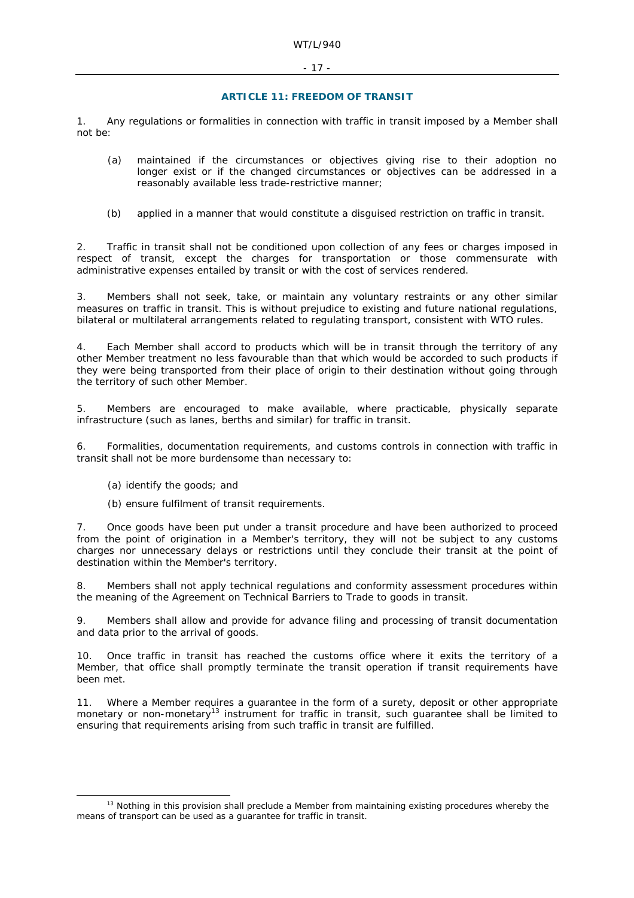## ARTICLE 11: FREEDOM OF TRANSIT

1. Any regulations or formalities in connection with traffic in transit imposed by a Member shall not be:

   (a) maintained if the circumstances or objectives giving rise to their adoption no longer exist or if the changed circumstances or objectives can be addressed in a reasonably available less trade-restrictive manner;

   (b) applied in a manner that would constitute a disguised restriction on traffic in transit.

2. Traffic in transit shall not be conditioned upon collection of any fees or charges imposed in respect of transit, except the charges for transportation or those commensurate with administrative expenses entailed by transit or with the cost of services rendered.

3. Members shall not seek, take, or maintain any voluntary restraints or any other similar measures on traffic in transit. This is without prejudice to existing and future national regulations, bilateral or multilateral arrangements related to regulating transport, consistent with WTO rules.

4. Each Member shall accord to products which will be in transit through the territory of any other Member treatment no less favourable than that which would be accorded to such products if they were being transported from their place of origin to their destination without going through the territory of such other Member.

5. Members are encouraged to make available, where practicable, physically separate infrastructure (such as lanes, berths and similar) for traffic in transit.

6. Formalities, documentation requirements, and customs controls in connection with traffic in transit shall not be more burdensome than necessary to:

   (a) identify the goods; and

   (b) ensure fulfilment of transit requirements.

7. Once goods have been put under a transit procedure and have been authorized to proceed from the point of origination in a Member's territory, they will not be subject to any customs charges nor unnecessary delays or restrictions until they conclude their transit at the point of destination within the Member's territory.

8. Members shall not apply technical regulations and conformity assessment procedures within the meaning of the Agreement on Technical Barriers to Trade to goods in transit.

9. Members shall allow and provide for advance filing and processing of transit documentation and data prior to the arrival of goods.

10. Once traffic in transit has reached the customs office where it exits the territory of a Member, that office shall promptly terminate the transit operation if transit requirements have been met.

11. Where a Member requires a guarantee in the form of a surety, deposit or other appropriate monetary or non-monetary[13] instrument for traffic in transit, such guarantee shall be limited to ensuring that requirements arising from such traffic in transit are fulfilled.

---

[13] Nothing in this provision shall preclude a Member from maintaining existing procedures whereby the means of transport can be used as a guarantee for traffic in transit.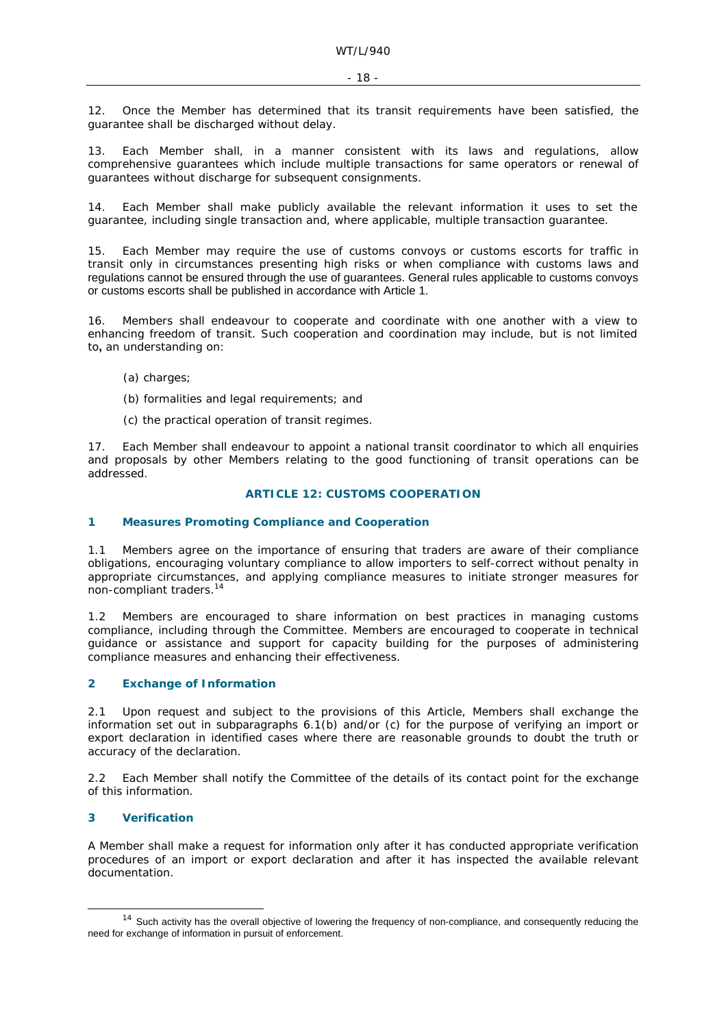12. Once the Member has determined that its transit requirements have been satisfied, the guarantee shall be discharged without delay.

13. Each Member shall, in a manner consistent with its laws and regulations, allow comprehensive guarantees which include multiple transactions for same operators or renewal of guarantees without discharge for subsequent consignments.

14. Each Member shall make publicly available the relevant information it uses to set the guarantee, including single transaction and, where applicable, multiple transaction guarantee.

15. Each Member may require the use of customs convoys or customs escorts for traffic in transit only in circumstances presenting high risks or when compliance with customs laws and regulations cannot be ensured through the use of guarantees. General rules applicable to customs convoys or customs escorts shall be published in accordance with Article 1.

16. Members shall endeavour to cooperate and coordinate with one another with a view to enhancing freedom of transit. Such cooperation and coordination may include, but is not limited to**,** an understanding on:

(a) charges;

(b) formalities and legal requirements; and

(c) the practical operation of transit regimes.

17. Each Member shall endeavour to appoint a national transit coordinator to which all enquiries and proposals by other Members relating to the good functioning of transit operations can be addressed.

## ARTICLE 12: CUSTOMS COOPERATION

### 1 Measures Promoting Compliance and Cooperation

1.1 Members agree on the importance of ensuring that traders are aware of their compliance obligations, encouraging voluntary compliance to allow importers to self-correct without penalty in appropriate circumstances, and applying compliance measures to initiate stronger measures for non-compliant traders.[14]

1.2 Members are encouraged to share information on best practices in managing customs compliance, including through the Committee. Members are encouraged to cooperate in technical guidance or assistance and support for capacity building for the purposes of administering compliance measures and enhancing their effectiveness.

### 2 Exchange of Information

2.1 Upon request and subject to the provisions of this Article, Members shall exchange the information set out in subparagraphs 6.1(b) and/or (c) for the purpose of verifying an import or export declaration in identified cases where there are reasonable grounds to doubt the truth or accuracy of the declaration.

2.2 Each Member shall notify the Committee of the details of its contact point for the exchange of this information.

### 3 Verification

A Member shall make a request for information only after it has conducted appropriate verification procedures of an import or export declaration and after it has inspected the available relevant documentation.

[14] Such activity has the overall objective of lowering the frequency of non-compliance, and consequently reducing the need for exchange of information in pursuit of enforcement.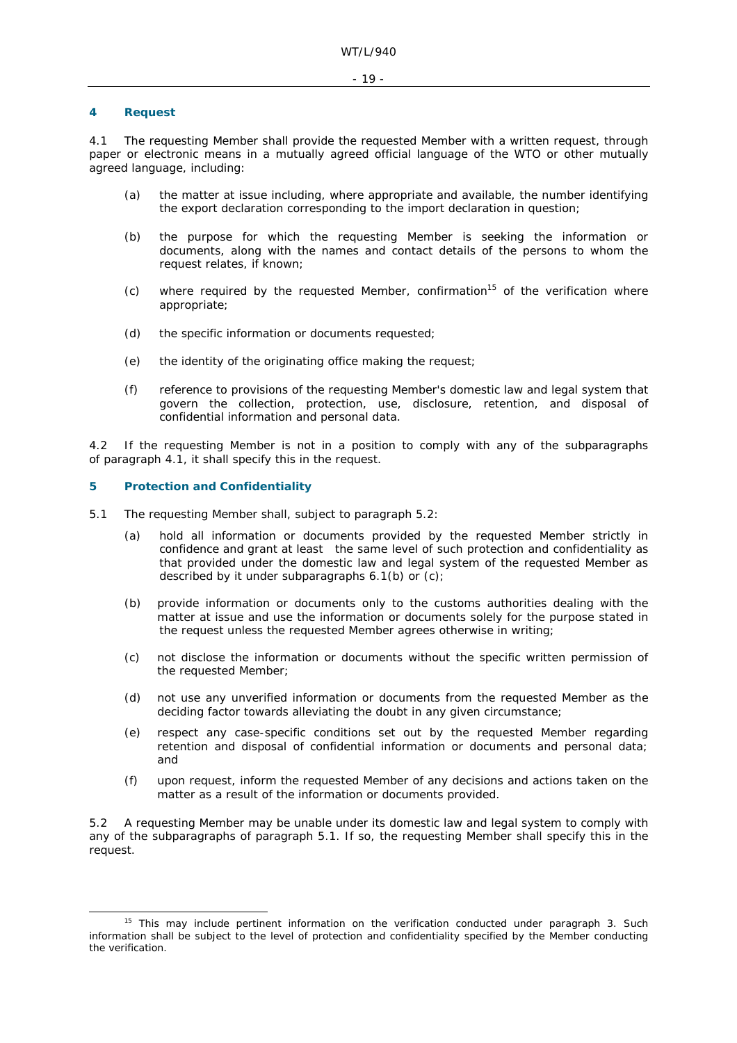## 4 Request

4.1 The requesting Member shall provide the requested Member with a written request, through paper or electronic means in a mutually agreed official language of the WTO or other mutually agreed language, including:

(a) the matter at issue including, where appropriate and available, the number identifying the export declaration corresponding to the import declaration in question;

(b) the purpose for which the requesting Member is seeking the information or documents, along with the names and contact details of the persons to whom the request relates, if known;

(c) where required by the requested Member, confirmation[15] of the verification where appropriate;

(d) the specific information or documents requested;

(e) the identity of the originating office making the request;

(f) reference to provisions of the requesting Member's domestic law and legal system that govern the collection, protection, use, disclosure, retention, and disposal of confidential information and personal data.

4.2 If the requesting Member is not in a position to comply with any of the subparagraphs of paragraph 4.1, it shall specify this in the request.

## 5 Protection and Confidentiality

5.1 The requesting Member shall, subject to paragraph 5.2:

(a) hold all information or documents provided by the requested Member strictly in confidence and grant at least the same level of such protection and confidentiality as that provided under the domestic law and legal system of the requested Member as described by it under subparagraphs 6.1(b) or (c);

(b) provide information or documents only to the customs authorities dealing with the matter at issue and use the information or documents solely for the purpose stated in the request unless the requested Member agrees otherwise in writing;

(c) not disclose the information or documents without the specific written permission of the requested Member;

(d) not use any unverified information or documents from the requested Member as the deciding factor towards alleviating the doubt in any given circumstance;

(e) respect any case-specific conditions set out by the requested Member regarding retention and disposal of confidential information or documents and personal data; and

(f) upon request, inform the requested Member of any decisions and actions taken on the matter as a result of the information or documents provided.

5.2 A requesting Member may be unable under its domestic law and legal system to comply with any of the subparagraphs of paragraph 5.1. If so, the requesting Member shall specify this in the request.

---

[15] This may include pertinent information on the verification conducted under paragraph 3. Such information shall be subject to the level of protection and confidentiality specified by the Member conducting the verification.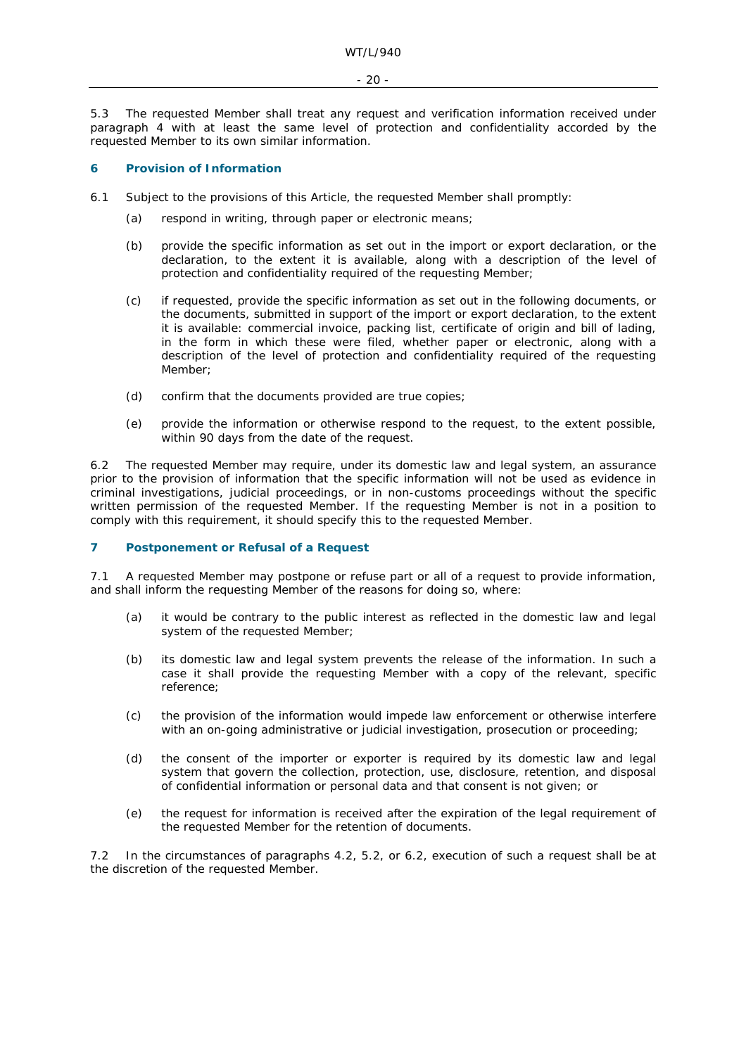5.3 The requested Member shall treat any request and verification information received under paragraph 4 with at least the same level of protection and confidentiality accorded by the requested Member to its own similar information.

### 6 Provision of Information

6.1 Subject to the provisions of this Article, the requested Member shall promptly:

(a) respond in writing, through paper or electronic means;

(b) provide the specific information as set out in the import or export declaration, or the declaration, to the extent it is available, along with a description of the level of protection and confidentiality required of the requesting Member;

(c) if requested, provide the specific information as set out in the following documents, or the documents, submitted in support of the import or export declaration, to the extent it is available: commercial invoice, packing list, certificate of origin and bill of lading, in the form in which these were filed, whether paper or electronic, along with a description of the level of protection and confidentiality required of the requesting Member;

(d) confirm that the documents provided are true copies;

(e) provide the information or otherwise respond to the request, to the extent possible, within 90 days from the date of the request.

6.2 The requested Member may require, under its domestic law and legal system, an assurance prior to the provision of information that the specific information will not be used as evidence in criminal investigations, judicial proceedings, or in non-customs proceedings without the specific written permission of the requested Member. If the requesting Member is not in a position to comply with this requirement, it should specify this to the requested Member.

### 7 Postponement or Refusal of a Request

7.1 A requested Member may postpone or refuse part or all of a request to provide information, and shall inform the requesting Member of the reasons for doing so, where:

(a) it would be contrary to the public interest as reflected in the domestic law and legal system of the requested Member;

(b) its domestic law and legal system prevents the release of the information. In such a case it shall provide the requesting Member with a copy of the relevant, specific reference;

(c) the provision of the information would impede law enforcement or otherwise interfere with an on-going administrative or judicial investigation, prosecution or proceeding;

(d) the consent of the importer or exporter is required by its domestic law and legal system that govern the collection, protection, use, disclosure, retention, and disposal of confidential information or personal data and that consent is not given; or

(e) the request for information is received after the expiration of the legal requirement of the requested Member for the retention of documents.

7.2 In the circumstances of paragraphs 4.2, 5.2, or 6.2, execution of such a request shall be at the discretion of the requested Member.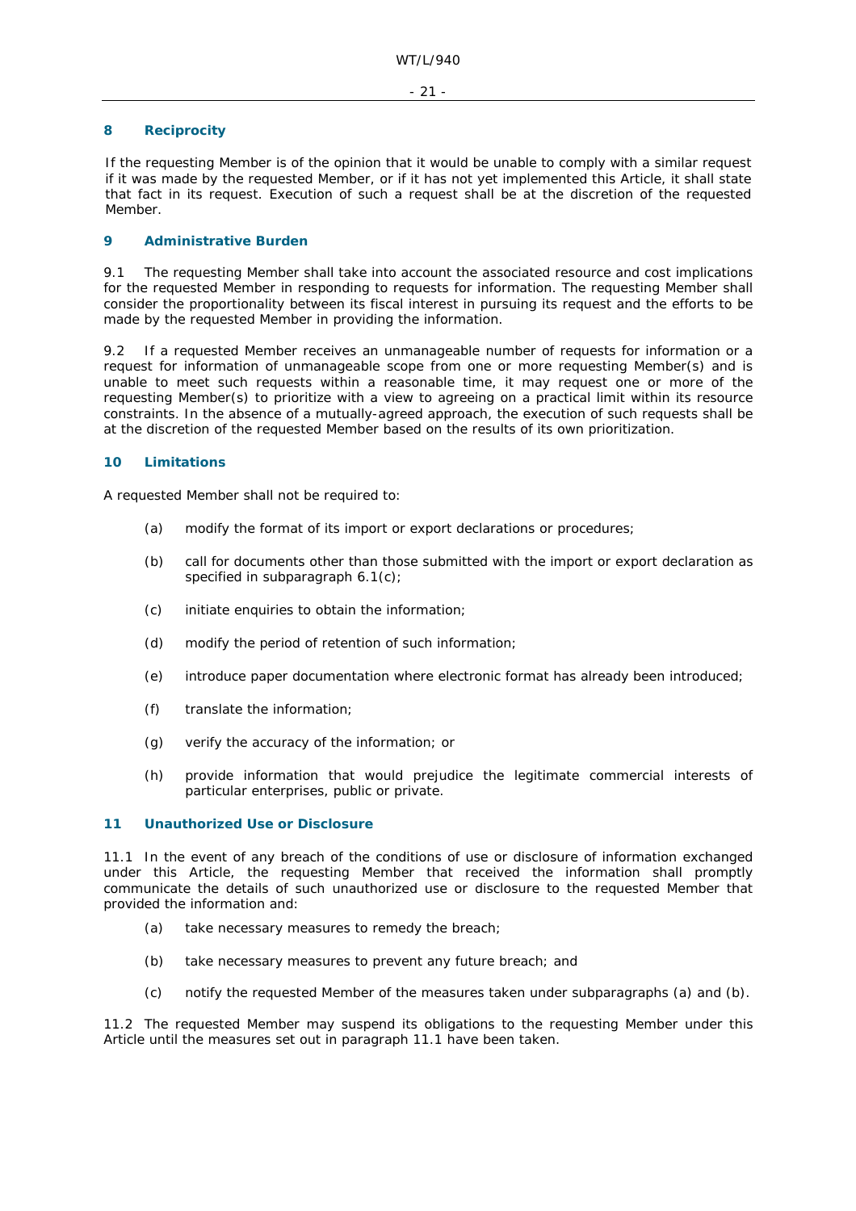## 8 Reciprocity

If the requesting Member is of the opinion that it would be unable to comply with a similar request if it was made by the requested Member, or if it has not yet implemented this Article, it shall state that fact in its request. Execution of such a request shall be at the discretion of the requested Member.

## 9 Administrative Burden

9.1 The requesting Member shall take into account the associated resource and cost implications for the requested Member in responding to requests for information. The requesting Member shall consider the proportionality between its fiscal interest in pursuing its request and the efforts to be made by the requested Member in providing the information.

9.2 If a requested Member receives an unmanageable number of requests for information or a request for information of unmanageable scope from one or more requesting Member(s) and is unable to meet such requests within a reasonable time, it may request one or more of the requesting Member(s) to prioritize with a view to agreeing on a practical limit within its resource constraints. In the absence of a mutually-agreed approach, the execution of such requests shall be at the discretion of the requested Member based on the results of its own prioritization.

## 10 Limitations

A requested Member shall not be required to:

(a) modify the format of its import or export declarations or procedures;

(b) call for documents other than those submitted with the import or export declaration as specified in subparagraph 6.1(c);

(c) initiate enquiries to obtain the information;

(d) modify the period of retention of such information;

(e) introduce paper documentation where electronic format has already been introduced;

(f) translate the information;

(g) verify the accuracy of the information; or

(h) provide information that would prejudice the legitimate commercial interests of particular enterprises, public or private.

## 11 Unauthorized Use or Disclosure

11.1 In the event of any breach of the conditions of use or disclosure of information exchanged under this Article, the requesting Member that received the information shall promptly communicate the details of such unauthorized use or disclosure to the requested Member that provided the information and:

(a) take necessary measures to remedy the breach;

(b) take necessary measures to prevent any future breach; and

(c) notify the requested Member of the measures taken under subparagraphs (a) and (b).

11.2 The requested Member may suspend its obligations to the requesting Member under this Article until the measures set out in paragraph 11.1 have been taken.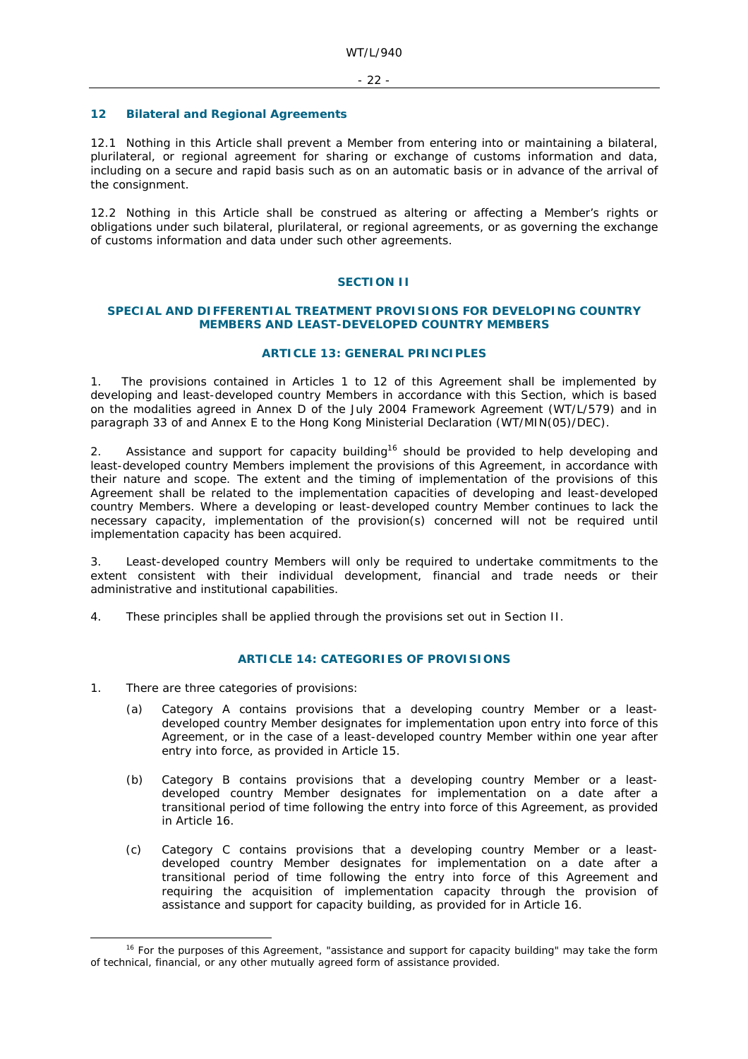### 12 Bilateral and Regional Agreements

12.1 Nothing in this Article shall prevent a Member from entering into or maintaining a bilateral, plurilateral, or regional agreement for sharing or exchange of customs information and data, including on a secure and rapid basis such as on an automatic basis or in advance of the arrival of the consignment.

12.2 Nothing in this Article shall be construed as altering or affecting a Member's rights or obligations under such bilateral, plurilateral, or regional agreements, or as governing the exchange of customs information and data under such other agreements.

## SECTION II

## SPECIAL AND DIFFERENTIAL TREATMENT PROVISIONS FOR DEVELOPING COUNTRY MEMBERS AND LEAST-DEVELOPED COUNTRY MEMBERS

## ARTICLE 13: GENERAL PRINCIPLES

1. The provisions contained in Articles 1 to 12 of this Agreement shall be implemented by developing and least-developed country Members in accordance with this Section, which is based on the modalities agreed in Annex D of the July 2004 Framework Agreement (WT/L/579) and in paragraph 33 of and Annex E to the Hong Kong Ministerial Declaration (WT/MIN(05)/DEC).

2. Assistance and support for capacity building[16] should be provided to help developing and least-developed country Members implement the provisions of this Agreement, in accordance with their nature and scope. The extent and the timing of implementation of the provisions of this Agreement shall be related to the implementation capacities of developing and least-developed country Members. Where a developing or least-developed country Member continues to lack the necessary capacity, implementation of the provision(s) concerned will not be required until implementation capacity has been acquired.

3. Least-developed country Members will only be required to undertake commitments to the extent consistent with their individual development, financial and trade needs or their administrative and institutional capabilities.

4. These principles shall be applied through the provisions set out in Section II.

## ARTICLE 14: CATEGORIES OF PROVISIONS

1. There are three categories of provisions:

   (a) Category A contains provisions that a developing country Member or a least-developed country Member designates for implementation upon entry into force of this Agreement, or in the case of a least-developed country Member within one year after entry into force, as provided in Article 15.

   (b) Category B contains provisions that a developing country Member or a least-developed country Member designates for implementation on a date after a transitional period of time following the entry into force of this Agreement, as provided in Article 16.

   (c) Category C contains provisions that a developing country Member or a least-developed country Member designates for implementation on a date after a transitional period of time following the entry into force of this Agreement and requiring the acquisition of implementation capacity through the provision of assistance and support for capacity building, as provided for in Article 16.

[16] For the purposes of this Agreement, "assistance and support for capacity building" may take the form of technical, financial, or any other mutually agreed form of assistance provided.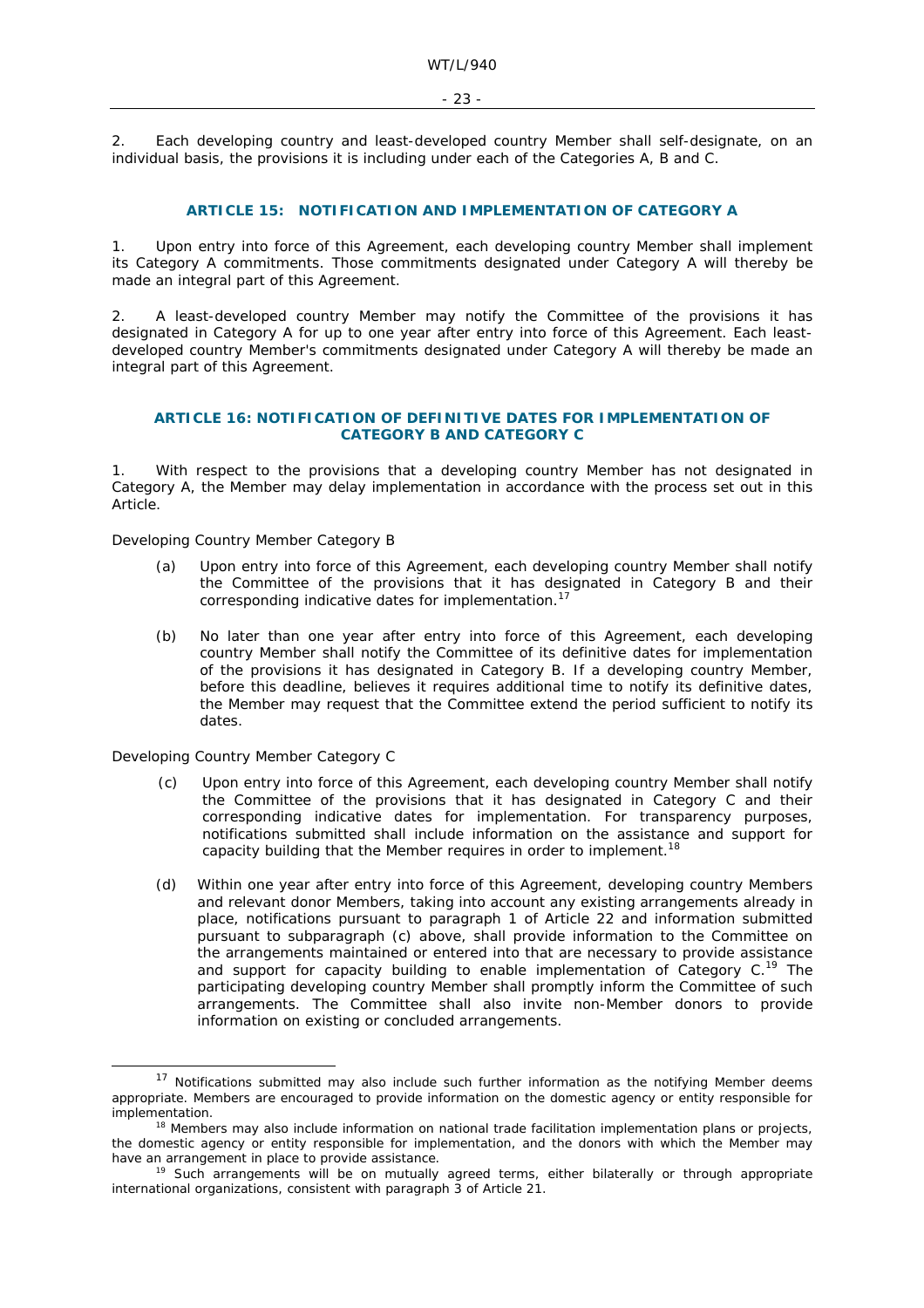2. Each developing country and least-developed country Member shall self-designate, on an individual basis, the provisions it is including under each of the Categories A, B and C.

## ARTICLE 15: NOTIFICATION AND IMPLEMENTATION OF CATEGORY A

1. Upon entry into force of this Agreement, each developing country Member shall implement its Category A commitments. Those commitments designated under Category A will thereby be made an integral part of this Agreement.

2. A least-developed country Member may notify the Committee of the provisions it has designated in Category A for up to one year after entry into force of this Agreement. Each least-developed country Member's commitments designated under Category A will thereby be made an integral part of this Agreement.

## ARTICLE 16: NOTIFICATION OF DEFINITIVE DATES FOR IMPLEMENTATION OF CATEGORY B AND CATEGORY C

1. With respect to the provisions that a developing country Member has not designated in Category A, the Member may delay implementation in accordance with the process set out in this Article.

Developing Country Member Category B

(a) Upon entry into force of this Agreement, each developing country Member shall notify the Committee of the provisions that it has designated in Category B and their corresponding indicative dates for implementation.[17]

(b) No later than one year after entry into force of this Agreement, each developing country Member shall notify the Committee of its definitive dates for implementation of the provisions it has designated in Category B. If a developing country Member, before this deadline, believes it requires additional time to notify its definitive dates, the Member may request that the Committee extend the period sufficient to notify its dates.

Developing Country Member Category C

(c) Upon entry into force of this Agreement, each developing country Member shall notify the Committee of the provisions that it has designated in Category C and their corresponding indicative dates for implementation. For transparency purposes, notifications submitted shall include information on the assistance and support for capacity building that the Member requires in order to implement.[18]

(d) Within one year after entry into force of this Agreement, developing country Members and relevant donor Members, taking into account any existing arrangements already in place, notifications pursuant to paragraph 1 of Article 22 and information submitted pursuant to subparagraph (c) above, shall provide information to the Committee on the arrangements maintained or entered into that are necessary to provide assistance and support for capacity building to enable implementation of Category C.[19] The participating developing country Member shall promptly inform the Committee of such arrangements. The Committee shall also invite non-Member donors to provide information on existing or concluded arrangements.

---

[17] Notifications submitted may also include such further information as the notifying Member deems appropriate. Members are encouraged to provide information on the domestic agency or entity responsible for implementation.

[18] Members may also include information on national trade facilitation implementation plans or projects, the domestic agency or entity responsible for implementation, and the donors with which the Member may have an arrangement in place to provide assistance.

[19] Such arrangements will be on mutually agreed terms, either bilaterally or through appropriate international organizations, consistent with paragraph 3 of Article 21.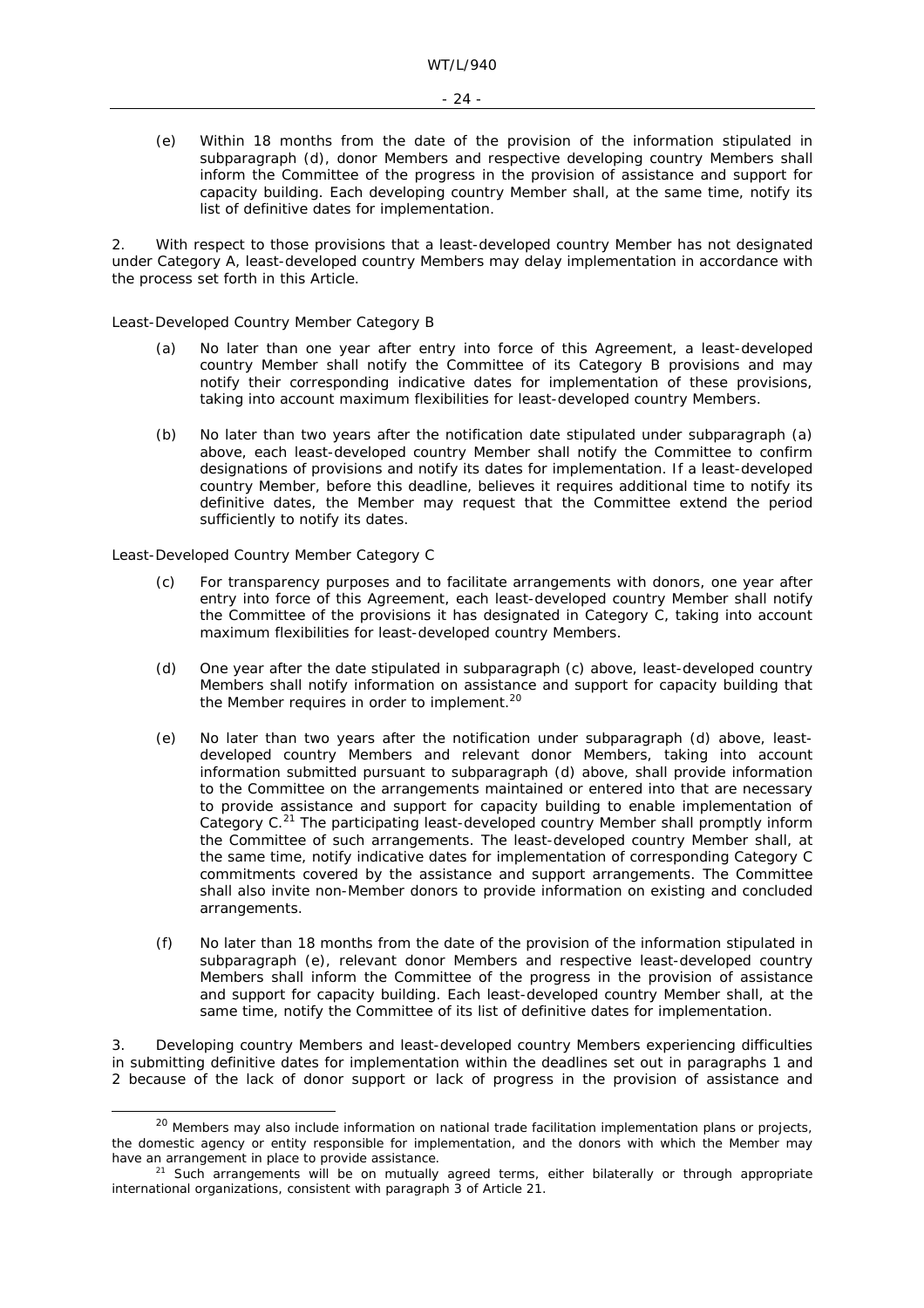(e) Within 18 months from the date of the provision of the information stipulated in subparagraph (d), donor Members and respective developing country Members shall inform the Committee of the progress in the provision of assistance and support for capacity building. Each developing country Member shall, at the same time, notify its list of definitive dates for implementation.

2. With respect to those provisions that a least-developed country Member has not designated under Category A, least-developed country Members may delay implementation in accordance with the process set forth in this Article.

Least-Developed Country Member Category B

(a) No later than one year after entry into force of this Agreement, a least-developed country Member shall notify the Committee of its Category B provisions and may notify their corresponding indicative dates for implementation of these provisions, taking into account maximum flexibilities for least-developed country Members.

(b) No later than two years after the notification date stipulated under subparagraph (a) above, each least-developed country Member shall notify the Committee to confirm designations of provisions and notify its dates for implementation. If a least-developed country Member, before this deadline, believes it requires additional time to notify its definitive dates, the Member may request that the Committee extend the period sufficiently to notify its dates.

Least-Developed Country Member Category C

(c) For transparency purposes and to facilitate arrangements with donors, one year after entry into force of this Agreement, each least-developed country Member shall notify the Committee of the provisions it has designated in Category C, taking into account maximum flexibilities for least-developed country Members.

(d) One year after the date stipulated in subparagraph (c) above, least-developed country Members shall notify information on assistance and support for capacity building that the Member requires in order to implement.[20]

(e) No later than two years after the notification under subparagraph (d) above, least-developed country Members and relevant donor Members, taking into account information submitted pursuant to subparagraph (d) above, shall provide information to the Committee on the arrangements maintained or entered into that are necessary to provide assistance and support for capacity building to enable implementation of Category C.[21] The participating least-developed country Member shall promptly inform the Committee of such arrangements. The least-developed country Member shall, at the same time, notify indicative dates for implementation of corresponding Category C commitments covered by the assistance and support arrangements. The Committee shall also invite non-Member donors to provide information on existing and concluded arrangements.

(f) No later than 18 months from the date of the provision of the information stipulated in subparagraph (e), relevant donor Members and respective least-developed country Members shall inform the Committee of the progress in the provision of assistance and support for capacity building. Each least-developed country Member shall, at the same time, notify the Committee of its list of definitive dates for implementation.

3. Developing country Members and least-developed country Members experiencing difficulties in submitting definitive dates for implementation within the deadlines set out in paragraphs 1 and 2 because of the lack of donor support or lack of progress in the provision of assistance and

---

[20] Members may also include information on national trade facilitation implementation plans or projects, the domestic agency or entity responsible for implementation, and the donors with which the Member may have an arrangement in place to provide assistance.

[21] Such arrangements will be on mutually agreed terms, either bilaterally or through appropriate international organizations, consistent with paragraph 3 of Article 21.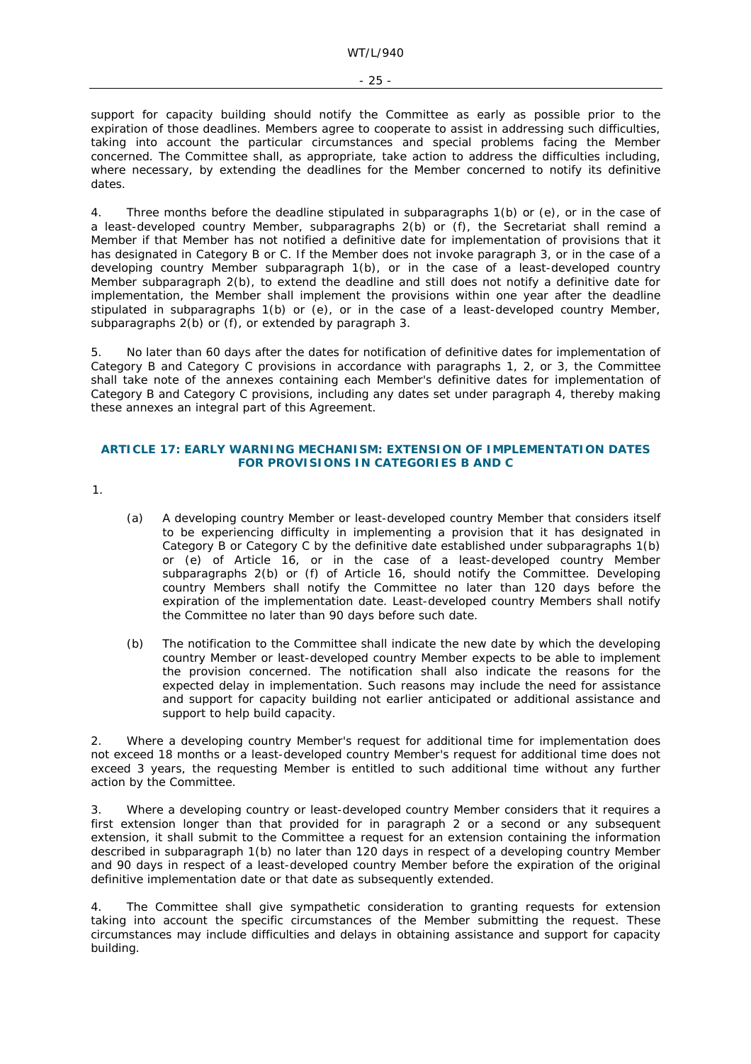support for capacity building should notify the Committee as early as possible prior to the expiration of those deadlines. Members agree to cooperate to assist in addressing such difficulties, taking into account the particular circumstances and special problems facing the Member concerned. The Committee shall, as appropriate, take action to address the difficulties including, where necessary, by extending the deadlines for the Member concerned to notify its definitive dates.

4. Three months before the deadline stipulated in subparagraphs 1(b) or (e), or in the case of a least-developed country Member, subparagraphs 2(b) or (f), the Secretariat shall remind a Member if that Member has not notified a definitive date for implementation of provisions that it has designated in Category B or C. If the Member does not invoke paragraph 3, or in the case of a developing country Member subparagraph 1(b), or in the case of a least-developed country Member subparagraph 2(b), to extend the deadline and still does not notify a definitive date for implementation, the Member shall implement the provisions within one year after the deadline stipulated in subparagraphs 1(b) or (e), or in the case of a least-developed country Member, subparagraphs 2(b) or (f), or extended by paragraph 3.

5. No later than 60 days after the dates for notification of definitive dates for implementation of Category B and Category C provisions in accordance with paragraphs 1, 2, or 3, the Committee shall take note of the annexes containing each Member's definitive dates for implementation of Category B and Category C provisions, including any dates set under paragraph 4, thereby making these annexes an integral part of this Agreement.

## ARTICLE 17: EARLY WARNING MECHANISM: EXTENSION OF IMPLEMENTATION DATES FOR PROVISIONS IN CATEGORIES B AND C

1.

(a) A developing country Member or least-developed country Member that considers itself to be experiencing difficulty in implementing a provision that it has designated in Category B or Category C by the definitive date established under subparagraphs 1(b) or (e) of Article 16, or in the case of a least-developed country Member subparagraphs 2(b) or (f) of Article 16, should notify the Committee. Developing country Members shall notify the Committee no later than 120 days before the expiration of the implementation date. Least-developed country Members shall notify the Committee no later than 90 days before such date.

(b) The notification to the Committee shall indicate the new date by which the developing country Member or least-developed country Member expects to be able to implement the provision concerned. The notification shall also indicate the reasons for the expected delay in implementation. Such reasons may include the need for assistance and support for capacity building not earlier anticipated or additional assistance and support to help build capacity.

2. Where a developing country Member's request for additional time for implementation does not exceed 18 months or a least-developed country Member's request for additional time does not exceed 3 years, the requesting Member is entitled to such additional time without any further action by the Committee.

3. Where a developing country or least-developed country Member considers that it requires a first extension longer than that provided for in paragraph 2 or a second or any subsequent extension, it shall submit to the Committee a request for an extension containing the information described in subparagraph 1(b) no later than 120 days in respect of a developing country Member and 90 days in respect of a least-developed country Member before the expiration of the original definitive implementation date or that date as subsequently extended.

4. The Committee shall give sympathetic consideration to granting requests for extension taking into account the specific circumstances of the Member submitting the request. These circumstances may include difficulties and delays in obtaining assistance and support for capacity building.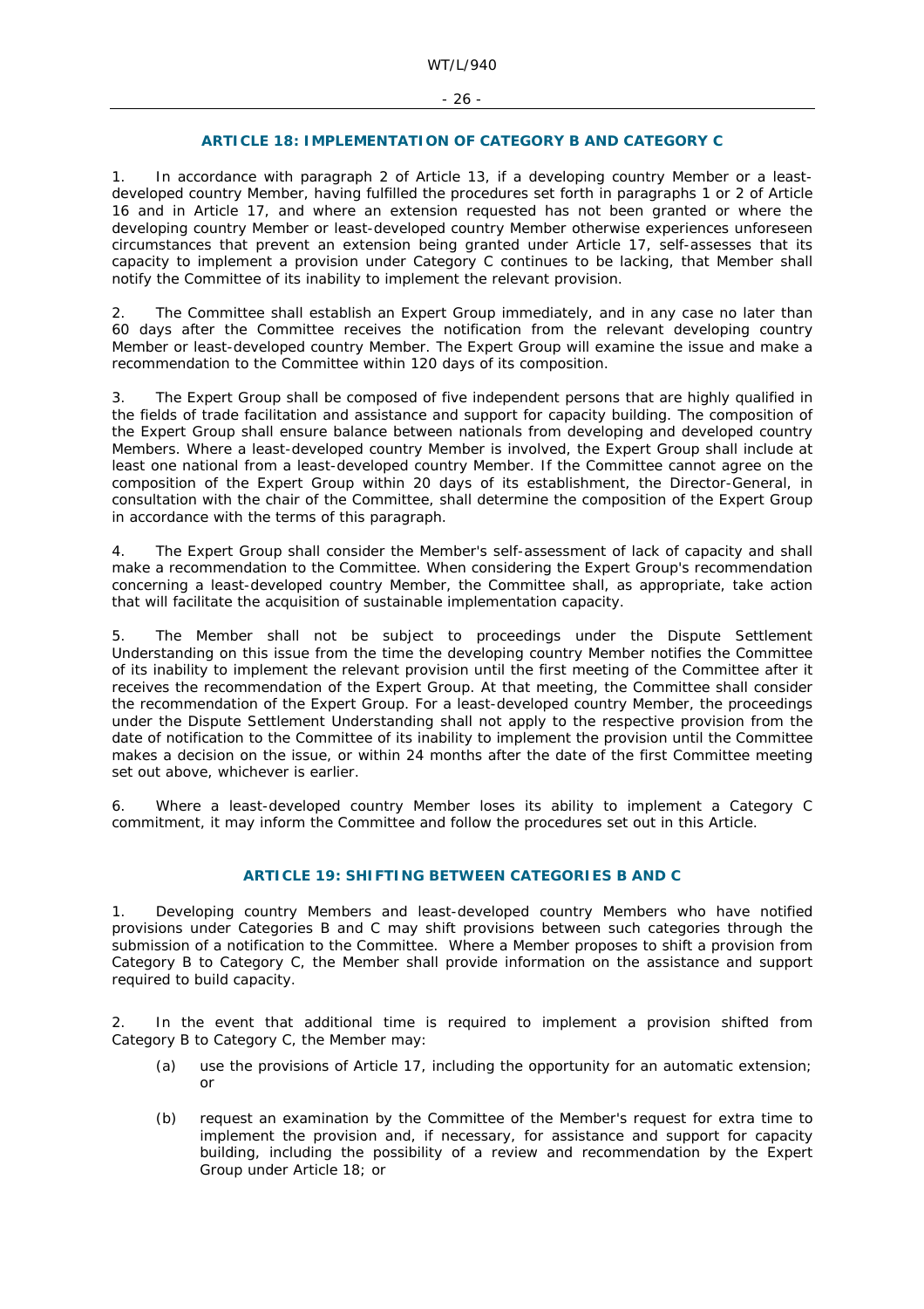### ARTICLE 18: IMPLEMENTATION OF CATEGORY B AND CATEGORY C

1. In accordance with paragraph 2 of Article 13, if a developing country Member or a least-developed country Member, having fulfilled the procedures set forth in paragraphs 1 or 2 of Article 16 and in Article 17, and where an extension requested has not been granted or where the developing country Member or least-developed country Member otherwise experiences unforeseen circumstances that prevent an extension being granted under Article 17, self-assesses that its capacity to implement a provision under Category C continues to be lacking, that Member shall notify the Committee of its inability to implement the relevant provision.

2. The Committee shall establish an Expert Group immediately, and in any case no later than 60 days after the Committee receives the notification from the relevant developing country Member or least-developed country Member. The Expert Group will examine the issue and make a recommendation to the Committee within 120 days of its composition.

3. The Expert Group shall be composed of five independent persons that are highly qualified in the fields of trade facilitation and assistance and support for capacity building. The composition of the Expert Group shall ensure balance between nationals from developing and developed country Members. Where a least-developed country Member is involved, the Expert Group shall include at least one national from a least-developed country Member. If the Committee cannot agree on the composition of the Expert Group within 20 days of its establishment, the Director-General, in consultation with the chair of the Committee, shall determine the composition of the Expert Group in accordance with the terms of this paragraph.

4. The Expert Group shall consider the Member's self-assessment of lack of capacity and shall make a recommendation to the Committee. When considering the Expert Group's recommendation concerning a least-developed country Member, the Committee shall, as appropriate, take action that will facilitate the acquisition of sustainable implementation capacity.

5. The Member shall not be subject to proceedings under the Dispute Settlement Understanding on this issue from the time the developing country Member notifies the Committee of its inability to implement the relevant provision until the first meeting of the Committee after it receives the recommendation of the Expert Group. At that meeting, the Committee shall consider the recommendation of the Expert Group. For a least-developed country Member, the proceedings under the Dispute Settlement Understanding shall not apply to the respective provision from the date of notification to the Committee of its inability to implement the provision until the Committee makes a decision on the issue, or within 24 months after the date of the first Committee meeting set out above, whichever is earlier.

6. Where a least-developed country Member loses its ability to implement a Category C commitment, it may inform the Committee and follow the procedures set out in this Article.

### ARTICLE 19: SHIFTING BETWEEN CATEGORIES B AND C

1. Developing country Members and least-developed country Members who have notified provisions under Categories B and C may shift provisions between such categories through the submission of a notification to the Committee. Where a Member proposes to shift a provision from Category B to Category C, the Member shall provide information on the assistance and support required to build capacity.

2. In the event that additional time is required to implement a provision shifted from Category B to Category C, the Member may:

   (a) use the provisions of Article 17, including the opportunity for an automatic extension; or

   (b) request an examination by the Committee of the Member's request for extra time to implement the provision and, if necessary, for assistance and support for capacity building, including the possibility of a review and recommendation by the Expert Group under Article 18; or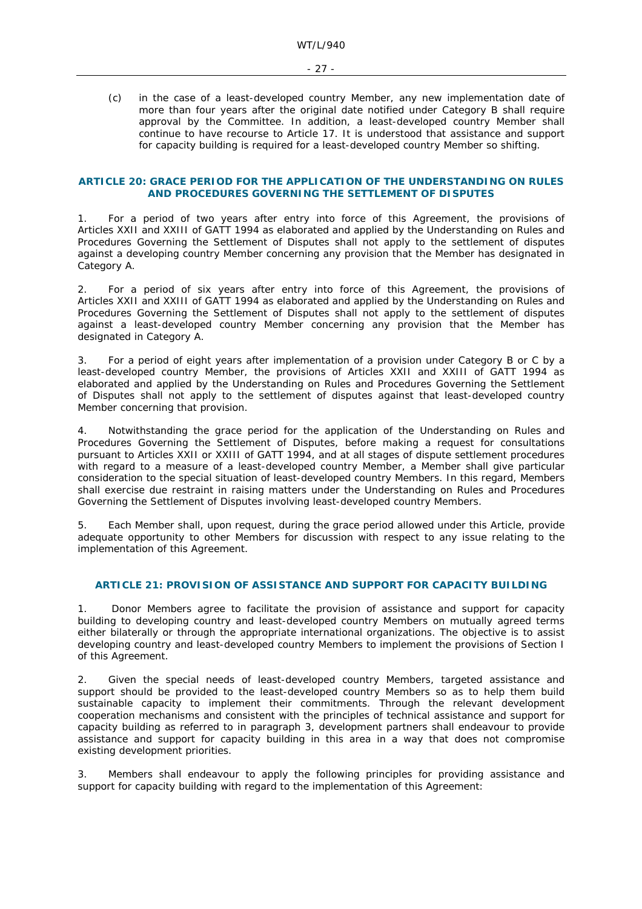(c) in the case of a least-developed country Member, any new implementation date of more than four years after the original date notified under Category B shall require approval by the Committee. In addition, a least-developed country Member shall continue to have recourse to Article 17. It is understood that assistance and support for capacity building is required for a least-developed country Member so shifting.

## ARTICLE 20: GRACE PERIOD FOR THE APPLICATION OF THE UNDERSTANDING ON RULES AND PROCEDURES GOVERNING THE SETTLEMENT OF DISPUTES

1. For a period of two years after entry into force of this Agreement, the provisions of Articles XXII and XXIII of GATT 1994 as elaborated and applied by the Understanding on Rules and Procedures Governing the Settlement of Disputes shall not apply to the settlement of disputes against a developing country Member concerning any provision that the Member has designated in Category A.

2. For a period of six years after entry into force of this Agreement, the provisions of Articles XXII and XXIII of GATT 1994 as elaborated and applied by the Understanding on Rules and Procedures Governing the Settlement of Disputes shall not apply to the settlement of disputes against a least-developed country Member concerning any provision that the Member has designated in Category A.

3. For a period of eight years after implementation of a provision under Category B or C by a least-developed country Member, the provisions of Articles XXII and XXIII of GATT 1994 as elaborated and applied by the Understanding on Rules and Procedures Governing the Settlement of Disputes shall not apply to the settlement of disputes against that least-developed country Member concerning that provision.

4. Notwithstanding the grace period for the application of the Understanding on Rules and Procedures Governing the Settlement of Disputes, before making a request for consultations pursuant to Articles XXII or XXIII of GATT 1994, and at all stages of dispute settlement procedures with regard to a measure of a least-developed country Member, a Member shall give particular consideration to the special situation of least-developed country Members. In this regard, Members shall exercise due restraint in raising matters under the Understanding on Rules and Procedures Governing the Settlement of Disputes involving least-developed country Members.

5. Each Member shall, upon request, during the grace period allowed under this Article, provide adequate opportunity to other Members for discussion with respect to any issue relating to the implementation of this Agreement.

## ARTICLE 21: PROVISION OF ASSISTANCE AND SUPPORT FOR CAPACITY BUILDING

1. Donor Members agree to facilitate the provision of assistance and support for capacity building to developing country and least-developed country Members on mutually agreed terms either bilaterally or through the appropriate international organizations. The objective is to assist developing country and least-developed country Members to implement the provisions of Section I of this Agreement.

2. Given the special needs of least-developed country Members, targeted assistance and support should be provided to the least-developed country Members so as to help them build sustainable capacity to implement their commitments. Through the relevant development cooperation mechanisms and consistent with the principles of technical assistance and support for capacity building as referred to in paragraph 3, development partners shall endeavour to provide assistance and support for capacity building in this area in a way that does not compromise existing development priorities.

3. Members shall endeavour to apply the following principles for providing assistance and support for capacity building with regard to the implementation of this Agreement: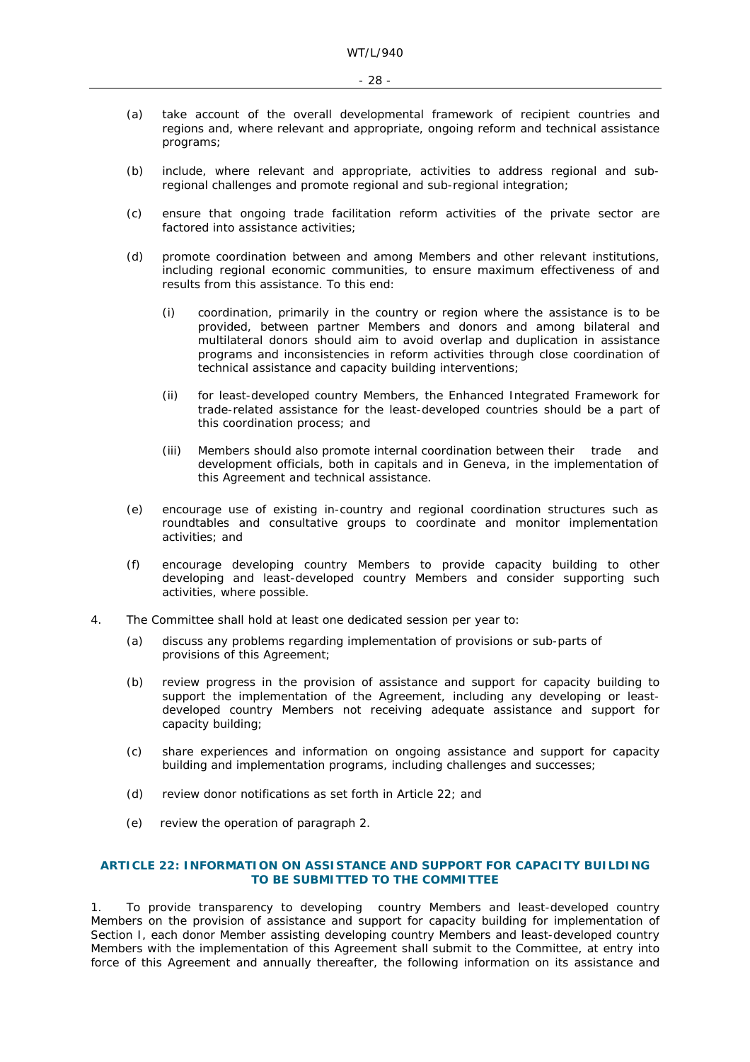(a) take account of the overall developmental framework of recipient countries and regions and, where relevant and appropriate, ongoing reform and technical assistance programs;

(b) include, where relevant and appropriate, activities to address regional and sub-regional challenges and promote regional and sub-regional integration;

(c) ensure that ongoing trade facilitation reform activities of the private sector are factored into assistance activities;

(d) promote coordination between and among Members and other relevant institutions, including regional economic communities, to ensure maximum effectiveness of and results from this assistance. To this end:

 (i) coordination, primarily in the country or region where the assistance is to be provided, between partner Members and donors and among bilateral and multilateral donors should aim to avoid overlap and duplication in assistance programs and inconsistencies in reform activities through close coordination of technical assistance and capacity building interventions;

 (ii) for least-developed country Members, the Enhanced Integrated Framework for trade-related assistance for the least-developed countries should be a part of this coordination process; and

 (iii) Members should also promote internal coordination between their trade and development officials, both in capitals and in Geneva, in the implementation of this Agreement and technical assistance.

(e) encourage use of existing in-country and regional coordination structures such as roundtables and consultative groups to coordinate and monitor implementation activities; and

(f) encourage developing country Members to provide capacity building to other developing and least-developed country Members and consider supporting such activities, where possible.

4. The Committee shall hold at least one dedicated session per year to:

(a) discuss any problems regarding implementation of provisions or sub-parts of provisions of this Agreement;

(b) review progress in the provision of assistance and support for capacity building to support the implementation of the Agreement, including any developing or least-developed country Members not receiving adequate assistance and support for capacity building;

(c) share experiences and information on ongoing assistance and support for capacity building and implementation programs, including challenges and successes;

(d) review donor notifications as set forth in Article 22; and

(e) review the operation of paragraph 2.

### ARTICLE 22: INFORMATION ON ASSISTANCE AND SUPPORT FOR CAPACITY BUILDING TO BE SUBMITTED TO THE COMMITTEE

1. To provide transparency to developing country Members and least-developed country Members on the provision of assistance and support for capacity building for implementation of Section I, each donor Member assisting developing country Members and least-developed country Members with the implementation of this Agreement shall submit to the Committee, at entry into force of this Agreement and annually thereafter, the following information on its assistance and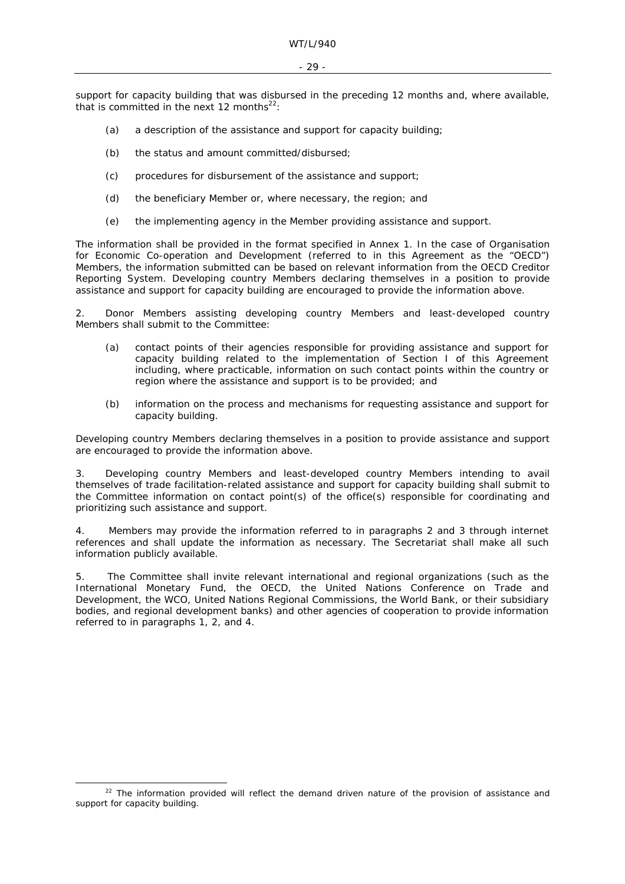support for capacity building that was disbursed in the preceding 12 months and, where available, that is committed in the next 12 months[22]:

(a) a description of the assistance and support for capacity building;

(b) the status and amount committed/disbursed;

(c) procedures for disbursement of the assistance and support;

(d) the beneficiary Member or, where necessary, the region; and

(e) the implementing agency in the Member providing assistance and support.

The information shall be provided in the format specified in Annex 1. In the case of Organisation for Economic Co-operation and Development (referred to in this Agreement as the "OECD") Members, the information submitted can be based on relevant information from the OECD Creditor Reporting System. Developing country Members declaring themselves in a position to provide assistance and support for capacity building are encouraged to provide the information above.

2. Donor Members assisting developing country Members and least-developed country Members shall submit to the Committee:

(a) contact points of their agencies responsible for providing assistance and support for capacity building related to the implementation of Section I of this Agreement including, where practicable, information on such contact points within the country or region where the assistance and support is to be provided; and

(b) information on the process and mechanisms for requesting assistance and support for capacity building.

Developing country Members declaring themselves in a position to provide assistance and support are encouraged to provide the information above.

3. Developing country Members and least-developed country Members intending to avail themselves of trade facilitation-related assistance and support for capacity building shall submit to the Committee information on contact point(s) of the office(s) responsible for coordinating and prioritizing such assistance and support.

4. Members may provide the information referred to in paragraphs 2 and 3 through internet references and shall update the information as necessary. The Secretariat shall make all such information publicly available.

5. The Committee shall invite relevant international and regional organizations (such as the International Monetary Fund, the OECD, the United Nations Conference on Trade and Development, the WCO, United Nations Regional Commissions, the World Bank, or their subsidiary bodies, and regional development banks) and other agencies of cooperation to provide information referred to in paragraphs 1, 2, and 4.

---

[22] The information provided will reflect the demand driven nature of the provision of assistance and support for capacity building.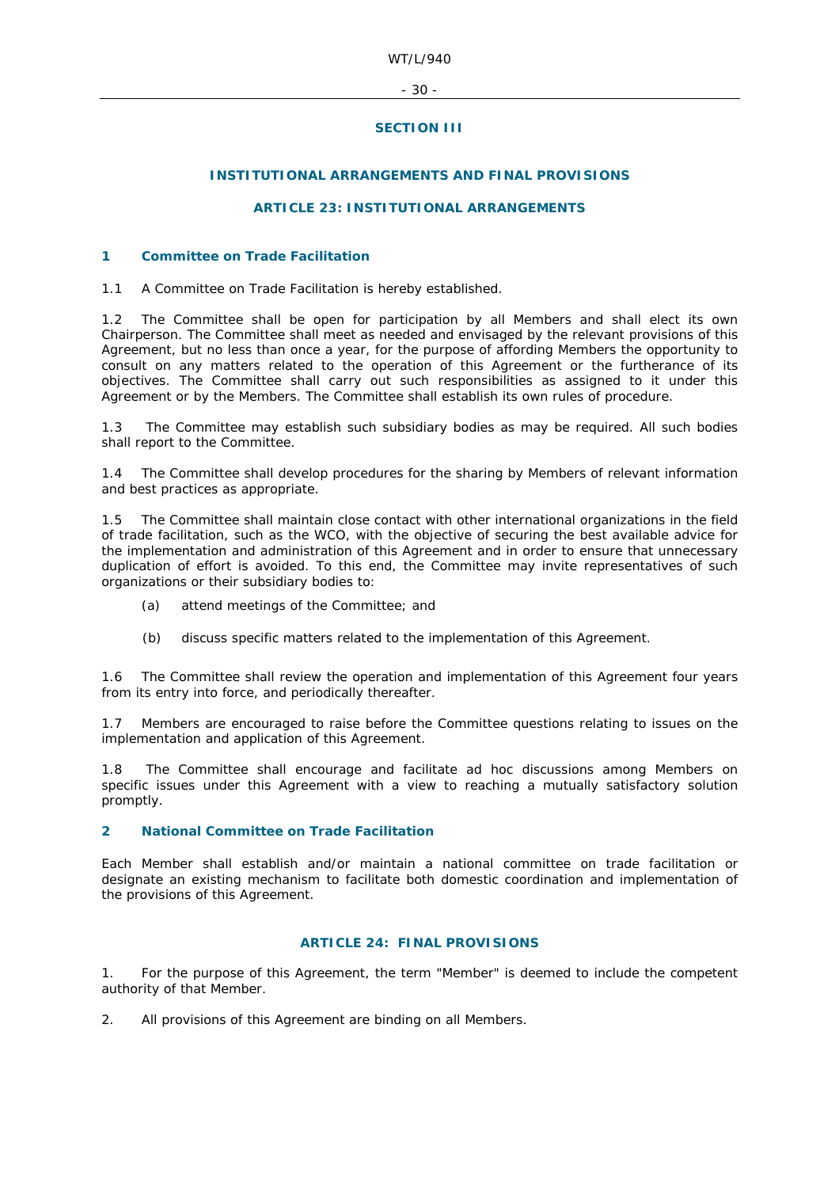## SECTION III

## INSTITUTIONAL ARRANGEMENTS AND FINAL PROVISIONS

### ARTICLE 23: INSTITUTIONAL ARRANGEMENTS

#### 1 Committee on Trade Facilitation

1.1 A Committee on Trade Facilitation is hereby established.

1.2 The Committee shall be open for participation by all Members and shall elect its own Chairperson. The Committee shall meet as needed and envisaged by the relevant provisions of this Agreement, but no less than once a year, for the purpose of affording Members the opportunity to consult on any matters related to the operation of this Agreement or the furtherance of its objectives. The Committee shall carry out such responsibilities as assigned to it under this Agreement or by the Members. The Committee shall establish its own rules of procedure.

1.3 The Committee may establish such subsidiary bodies as may be required. All such bodies shall report to the Committee.

1.4 The Committee shall develop procedures for the sharing by Members of relevant information and best practices as appropriate.

1.5 The Committee shall maintain close contact with other international organizations in the field of trade facilitation, such as the WCO, with the objective of securing the best available advice for the implementation and administration of this Agreement and in order to ensure that unnecessary duplication of effort is avoided. To this end, the Committee may invite representatives of such organizations or their subsidiary bodies to:

(a) attend meetings of the Committee; and

(b) discuss specific matters related to the implementation of this Agreement.

1.6 The Committee shall review the operation and implementation of this Agreement four years from its entry into force, and periodically thereafter.

1.7 Members are encouraged to raise before the Committee questions relating to issues on the implementation and application of this Agreement.

1.8 The Committee shall encourage and facilitate ad hoc discussions among Members on specific issues under this Agreement with a view to reaching a mutually satisfactory solution promptly.

#### 2 National Committee on Trade Facilitation

Each Member shall establish and/or maintain a national committee on trade facilitation or designate an existing mechanism to facilitate both domestic coordination and implementation of the provisions of this Agreement.

### ARTICLE 24: FINAL PROVISIONS

1. For the purpose of this Agreement, the term "Member" is deemed to include the competent authority of that Member.

2. All provisions of this Agreement are binding on all Members.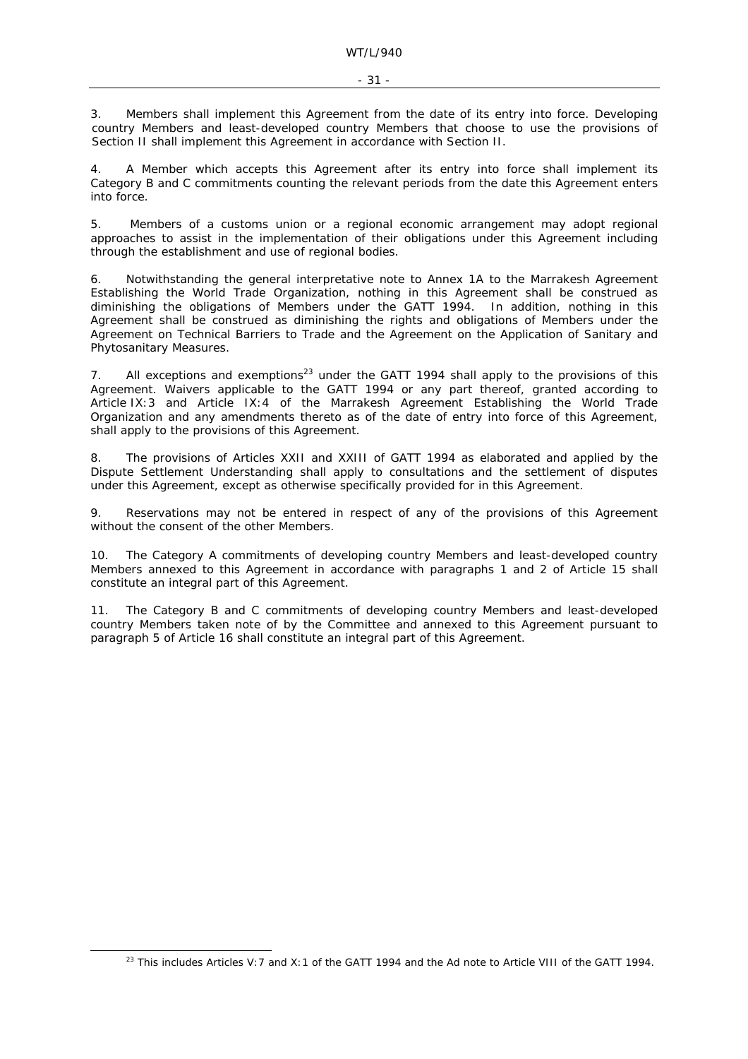3. Members shall implement this Agreement from the date of its entry into force. Developing country Members and least-developed country Members that choose to use the provisions of Section II shall implement this Agreement in accordance with Section II.

4. A Member which accepts this Agreement after its entry into force shall implement its Category B and C commitments counting the relevant periods from the date this Agreement enters into force.

5. Members of a customs union or a regional economic arrangement may adopt regional approaches to assist in the implementation of their obligations under this Agreement including through the establishment and use of regional bodies.

6. Notwithstanding the general interpretative note to Annex 1A to the Marrakesh Agreement Establishing the World Trade Organization, nothing in this Agreement shall be construed as diminishing the obligations of Members under the GATT 1994. In addition, nothing in this Agreement shall be construed as diminishing the rights and obligations of Members under the Agreement on Technical Barriers to Trade and the Agreement on the Application of Sanitary and Phytosanitary Measures.

7. All exceptions and exemptions[23] under the GATT 1994 shall apply to the provisions of this Agreement. Waivers applicable to the GATT 1994 or any part thereof, granted according to Article IX:3 and Article IX:4 of the Marrakesh Agreement Establishing the World Trade Organization and any amendments thereto as of the date of entry into force of this Agreement, shall apply to the provisions of this Agreement.

8. The provisions of Articles XXII and XXIII of GATT 1994 as elaborated and applied by the Dispute Settlement Understanding shall apply to consultations and the settlement of disputes under this Agreement, except as otherwise specifically provided for in this Agreement.

9. Reservations may not be entered in respect of any of the provisions of this Agreement without the consent of the other Members.

10. The Category A commitments of developing country Members and least-developed country Members annexed to this Agreement in accordance with paragraphs 1 and 2 of Article 15 shall constitute an integral part of this Agreement.

11. The Category B and C commitments of developing country Members and least-developed country Members taken note of by the Committee and annexed to this Agreement pursuant to paragraph 5 of Article 16 shall constitute an integral part of this Agreement.

---

[23] This includes Articles V:7 and X:1 of the GATT 1994 and the Ad note to Article VIII of the GATT 1994.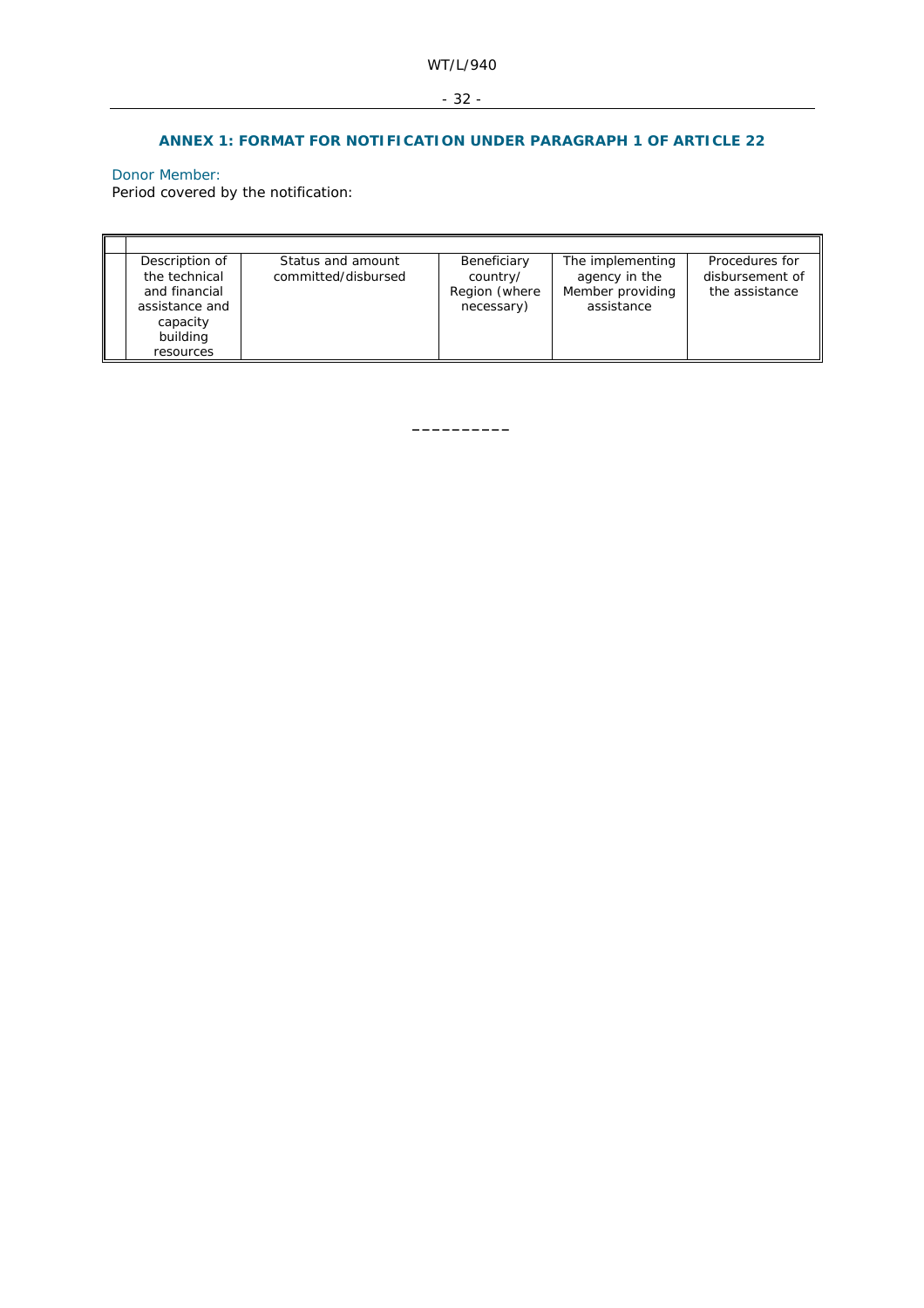## ANNEX 1: FORMAT FOR NOTIFICATION UNDER PARAGRAPH 1 OF ARTICLE 22

Donor Member:
Period covered by the notification:

| | | | | | |
|---|---|---|---|---|---|
| | Description of the technical and financial assistance and capacity building resources | Status and amount committed/disbursed | Beneficiary country/ Region (where necessary) | The implementing agency in the Member providing assistance | Procedures for disbursement of the assistance |

\_\_\_\_\_\_\_\_\_\_